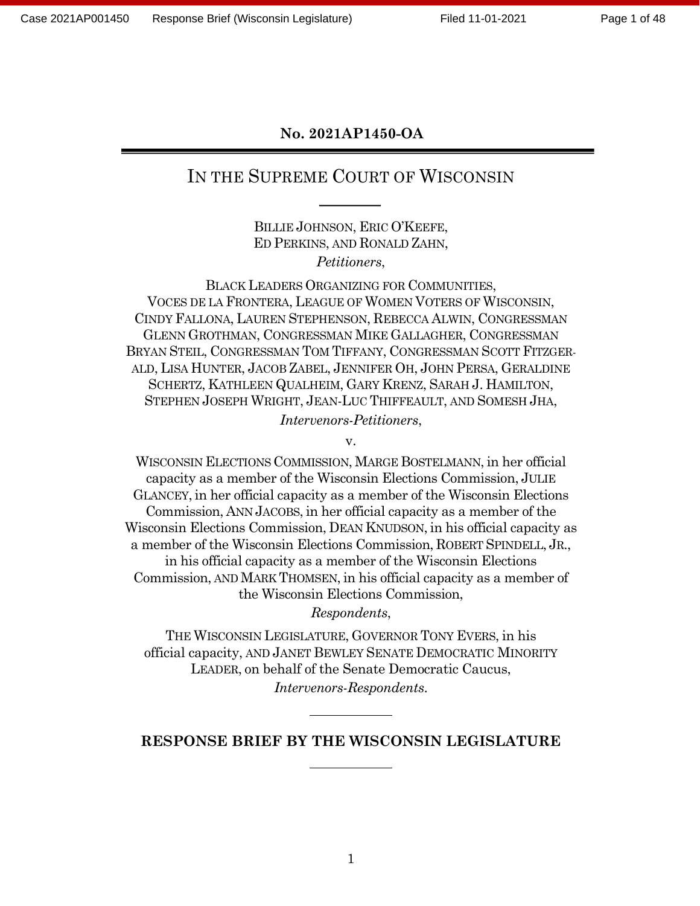**No. 2021AP1450-OA**

# IN THE SUPREME COURT OF WISCONSIN

BILLIE JOHNSON, ERIC O'KEEFE,
ED PERKINS, AND RONALD ZAHN,
*Petitioners*,

BLACK LEADERS ORGANIZING FOR COMMUNITIES,
VOCES DE LA FRONTERA, LEAGUE OF WOMEN VOTERS OF WISCONSIN,
CINDY FALLONA, LAUREN STEPHENSON, REBECCA ALWIN, CONGRESSMAN GLENN GROTHMAN, CONGRESSMAN MIKE GALLAGHER, CONGRESSMAN BRYAN STEIL, CONGRESSMAN TOM TIFFANY, CONGRESSMAN SCOTT FITZGERALD, LISA HUNTER, JACOB ZABEL, JENNIFER OH, JOHN PERSA, GERALDINE SCHERTZ, KATHLEEN QUALHEIM, GARY KRENZ, SARAH J. HAMILTON, STEPHEN JOSEPH WRIGHT, JEAN-LUC THIFFEAULT, AND SOMESH JHA,
*Intervenors-Petitioners*,

v.

WISCONSIN ELECTIONS COMMISSION, MARGE BOSTELMANN, in her official capacity as a member of the Wisconsin Elections Commission, JULIE GLANCEY, in her official capacity as a member of the Wisconsin Elections Commission, ANN JACOBS, in her official capacity as a member of the Wisconsin Elections Commission, DEAN KNUDSON, in his official capacity as a member of the Wisconsin Elections Commission, ROBERT SPINDELL, JR., in his official capacity as a member of the Wisconsin Elections Commission, AND MARK THOMSEN, in his official capacity as a member of the Wisconsin Elections Commission,
*Respondents*,

THE WISCONSIN LEGISLATURE, GOVERNOR TONY EVERS, in his official capacity, AND JANET BEWLEY SENATE DEMOCRATIC MINORITY LEADER, on behalf of the Senate Democratic Caucus,
*Intervenors-Respondents*.

**RESPONSE BRIEF BY THE WISCONSIN LEGISLATURE**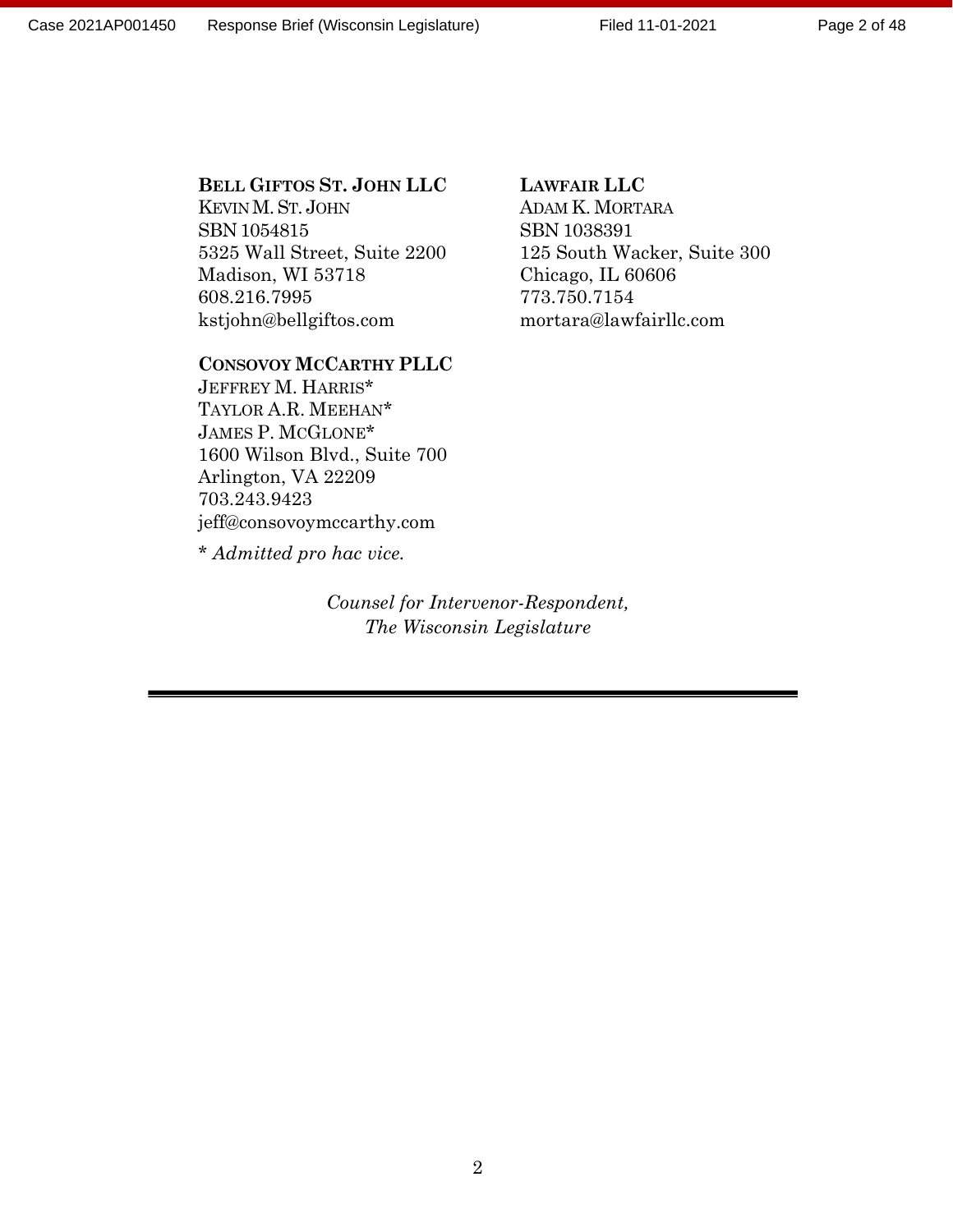**BELL GIFTOS ST. JOHN LLC**
KEVIN M. ST. JOHN
SBN 1054815
5325 Wall Street, Suite 2200
Madison, WI 53718
608.216.7995
kstjohn@bellgiftos.com

**LAWFAIR LLC**
ADAM K. MORTARA
SBN 1038391
125 South Wacker, Suite 300
Chicago, IL 60606
773.750.7154
mortara@lawfairllc.com

**CONSOVOY MCCARTHY PLLC**
JEFFREY M. HARRIS*
TAYLOR A.R. MEEHAN*
JAMES P. MCGLONE*
1600 Wilson Blvd., Suite 700
Arlington, VA 22209
703.243.9423
jeff@consovoymccarthy.com

* *Admitted pro hac vice.*

*Counsel for Intervenor-Respondent,*
*The Wisconsin Legislature*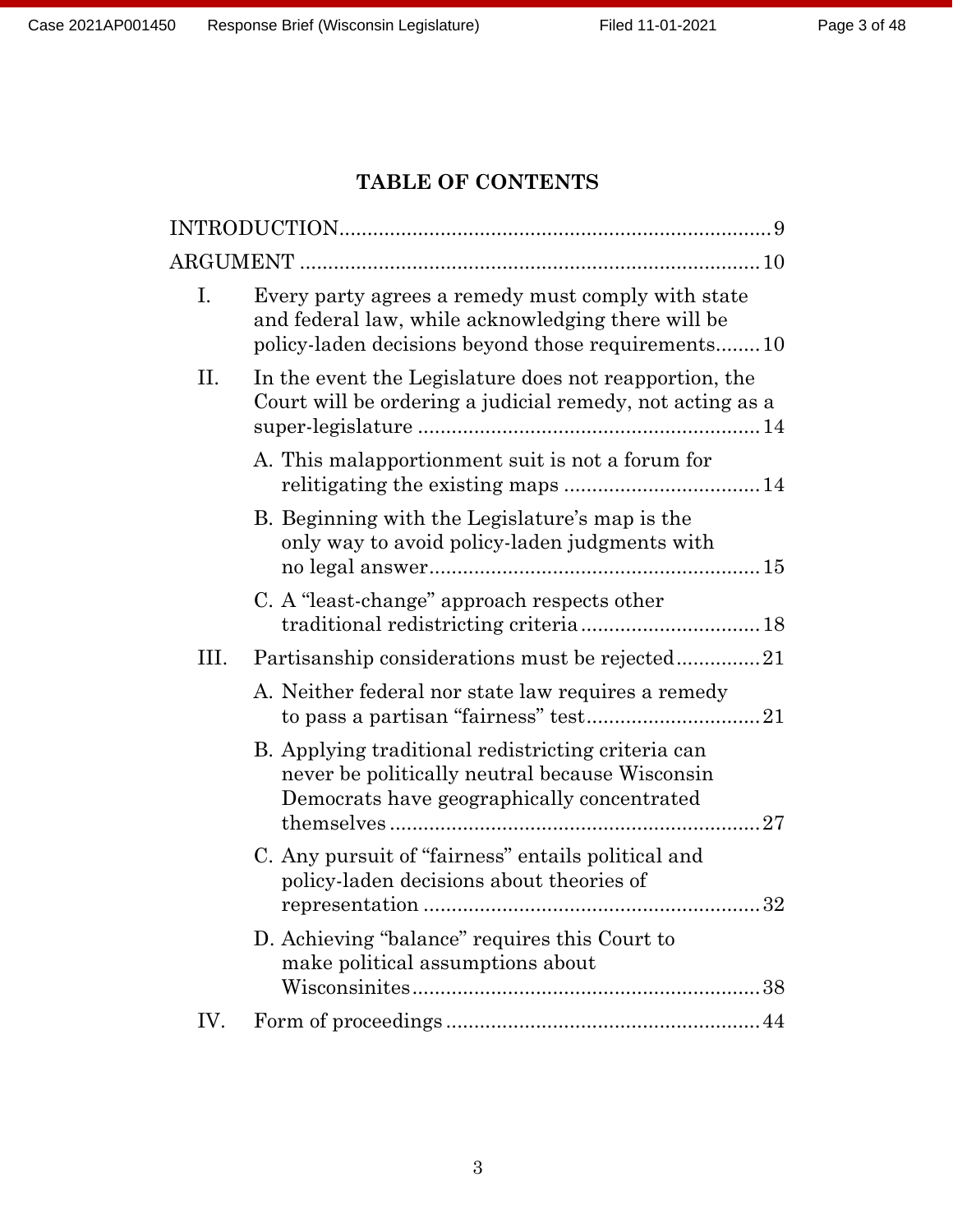# TABLE OF CONTENTS

INTRODUCTION .......... 9

ARGUMENT .......... 10

I. Every party agrees a remedy must comply with state and federal law, while acknowledging there will be policy-laden decisions beyond those requirements .......... 10

II. In the event the Legislature does not reapportion, the Court will be ordering a judicial remedy, not acting as a super-legislature .......... 14

- A. This malapportionment suit is not a forum for relitigating the existing maps .......... 14
- B. Beginning with the Legislature's map is the only way to avoid policy-laden judgments with no legal answer .......... 15
- C. A "least-change" approach respects other traditional redistricting criteria .......... 18

III. Partisanship considerations must be rejected .......... 21

- A. Neither federal nor state law requires a remedy to pass a partisan "fairness" test .......... 21
- B. Applying traditional redistricting criteria can never be politically neutral because Wisconsin Democrats have geographically concentrated themselves .......... 27
- C. Any pursuit of "fairness" entails political and policy-laden decisions about theories of representation .......... 32
- D. Achieving "balance" requires this Court to make political assumptions about Wisconsinites .......... 38

IV. Form of proceedings .......... 44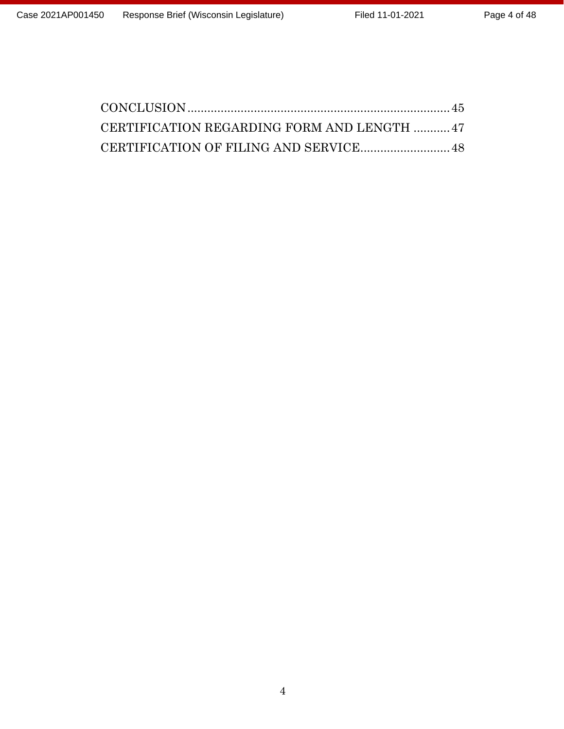CONCLUSION ............................................................................ 45
CERTIFICATION REGARDING FORM AND LENGTH ........... 47
CERTIFICATION OF FILING AND SERVICE ........................... 48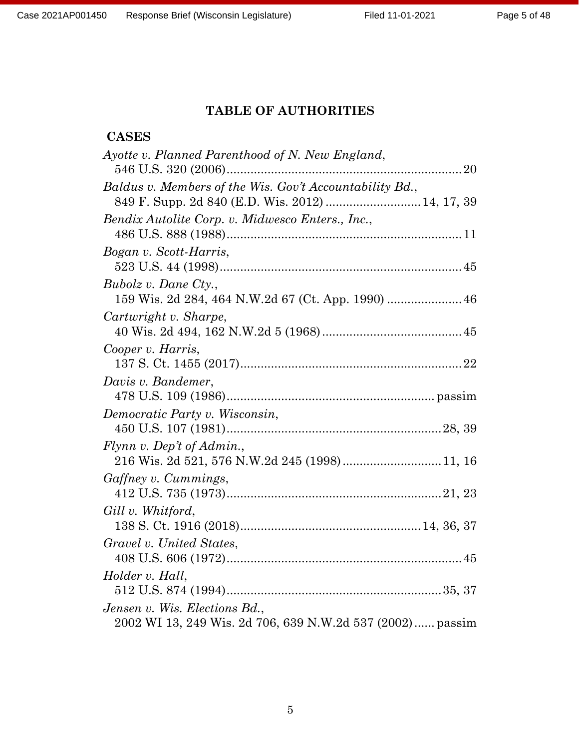## TABLE OF AUTHORITIES

### CASES

*Ayotte v. Planned Parenthood of N. New England*,
546 U.S. 320 (2006) .......... 20

*Baldus v. Members of the Wis. Gov't Accountability Bd.*,
849 F. Supp. 2d 840 (E.D. Wis. 2012) .......... 14, 17, 39

*Bendix Autolite Corp. v. Midwesco Enters., Inc.*,
486 U.S. 888 (1988) .......... 11

*Bogan v. Scott-Harris*,
523 U.S. 44 (1998) .......... 45

*Bubolz v. Dane Cty.*,
159 Wis. 2d 284, 464 N.W.2d 67 (Ct. App. 1990) .......... 46

*Cartwright v. Sharpe*,
40 Wis. 2d 494, 162 N.W.2d 5 (1968) .......... 45

*Cooper v. Harris*,
137 S. Ct. 1455 (2017) .......... 22

*Davis v. Bandemer*,
478 U.S. 109 (1986) .......... passim

*Democratic Party v. Wisconsin*,
450 U.S. 107 (1981) .......... 28, 39

*Flynn v. Dep't of Admin.*,
216 Wis. 2d 521, 576 N.W.2d 245 (1998) .......... 11, 16

*Gaffney v. Cummings*,
412 U.S. 735 (1973) .......... 21, 23

*Gill v. Whitford*,
138 S. Ct. 1916 (2018) .......... 14, 36, 37

*Gravel v. United States*,
408 U.S. 606 (1972) .......... 45

*Holder v. Hall*,
512 U.S. 874 (1994) .......... 35, 37

*Jensen v. Wis. Elections Bd.*,
2002 WI 13, 249 Wis. 2d 706, 639 N.W.2d 537 (2002) .......... passim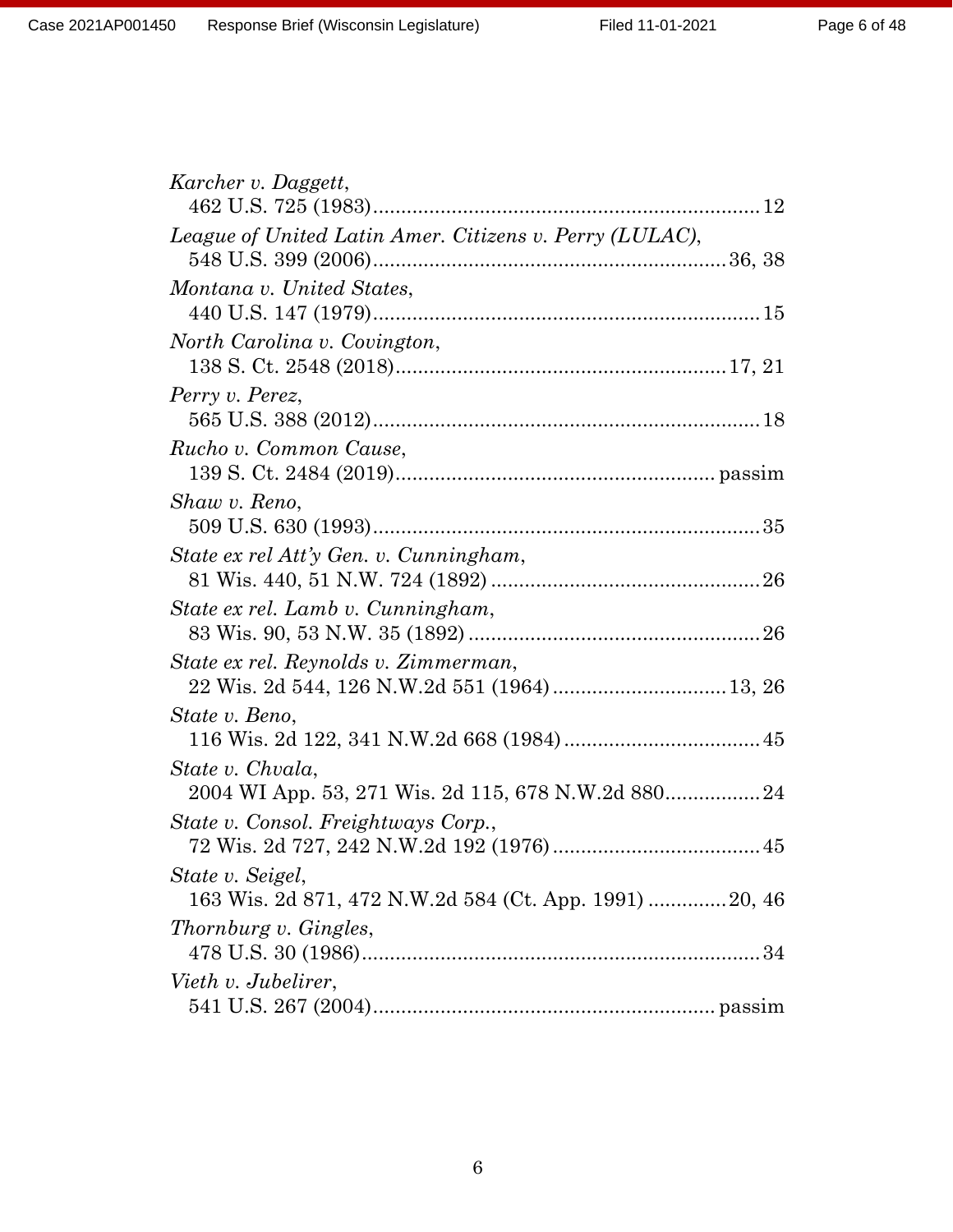*Karcher v. Daggett*,
462 U.S. 725 (1983)........................................................................12

*League of United Latin Amer. Citizens v. Perry (LULAC)*,
548 U.S. 399 (2006)...............................................................36, 38

*Montana v. United States*,
440 U.S. 147 (1979)....................................................................15

*North Carolina v. Covington*,
138 S. Ct. 2548 (2018)...........................................................17, 21

*Perry v. Perez*,
565 U.S. 388 (2012)....................................................................18

*Rucho v. Common Cause*,
139 S. Ct. 2484 (2019)........................................................ passim

*Shaw v. Reno*,
509 U.S. 630 (1993)....................................................................35

*State ex rel Att'y Gen. v. Cunningham*,
81 Wis. 440, 51 N.W. 724 (1892) ...............................................26

*State ex rel. Lamb v. Cunningham*,
83 Wis. 90, 53 N.W. 35 (1892) ...................................................26

*State ex rel. Reynolds v. Zimmerman*,
22 Wis. 2d 544, 126 N.W.2d 551 (1964) ..............................13, 26

*State v. Beno*,
116 Wis. 2d 122, 341 N.W.2d 668 (1984) ..................................45

*State v. Chvala*,
2004 WI App. 53, 271 Wis. 2d 115, 678 N.W.2d 880.................24

*State v. Consol. Freightways Corp.*,
72 Wis. 2d 727, 242 N.W.2d 192 (1976) ....................................45

*State v. Seigel*,
163 Wis. 2d 871, 472 N.W.2d 584 (Ct. App. 1991) ..............20, 46

*Thornburg v. Gingles*,
478 U.S. 30 (1986).......................................................................34

*Vieth v. Jubelirer*,
541 U.S. 267 (2004)........................................................... passim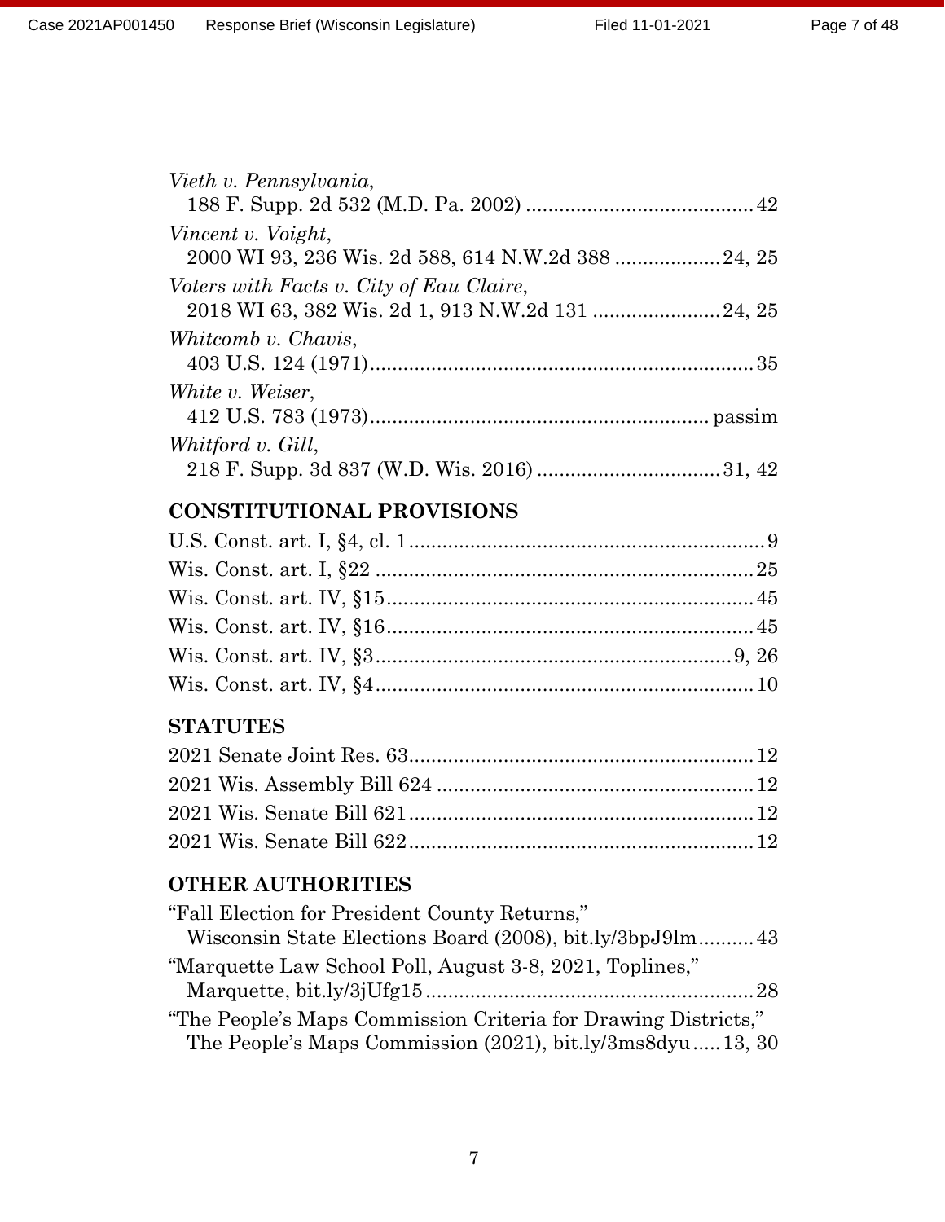*Vieth v. Pennsylvania*,
188 F. Supp. 2d 532 (M.D. Pa. 2002) .......................................... 42

*Vincent v. Voight*,
2000 WI 93, 236 Wis. 2d 588, 614 N.W.2d 388 ................... 24, 25

*Voters with Facts v. City of Eau Claire*,
2018 WI 63, 382 Wis. 2d 1, 913 N.W.2d 131 ....................... 24, 25

*Whitcomb v. Chavis*,
403 U.S. 124 (1971)....................................................................... 35

*White v. Weiser*,
412 U.S. 783 (1973)............................................................. passim

*Whitford v. Gill*,
218 F. Supp. 3d 837 (W.D. Wis. 2016) ................................. 31, 42

## CONSTITUTIONAL PROVISIONS

U.S. Const. art. I, §4, cl. 1 ................................................................. 9

Wis. Const. art. I, §22 ..................................................................... 25

Wis. Const. art. IV, §15 .................................................................. 45

Wis. Const. art. IV, §16 .................................................................. 45

Wis. Const. art. IV, §3 ................................................................ 9, 26

Wis. Const. art. IV, §4 .................................................................... 10

## STATUTES

2021 Senate Joint Res. 63 .............................................................. 12

2021 Wis. Assembly Bill 624 ......................................................... 12

2021 Wis. Senate Bill 621 .............................................................. 12

2021 Wis. Senate Bill 622 .............................................................. 12

## OTHER AUTHORITIES

"Fall Election for President County Returns,"
Wisconsin State Elections Board (2008), bit.ly/3bpJ9lm .......... 43

"Marquette Law School Poll, August 3-8, 2021, Toplines,"
Marquette, bit.ly/3jUfg15 ............................................................ 28

"The People's Maps Commission Criteria for Drawing Districts,"
The People's Maps Commission (2021), bit.ly/3ms8dyu ..... 13, 30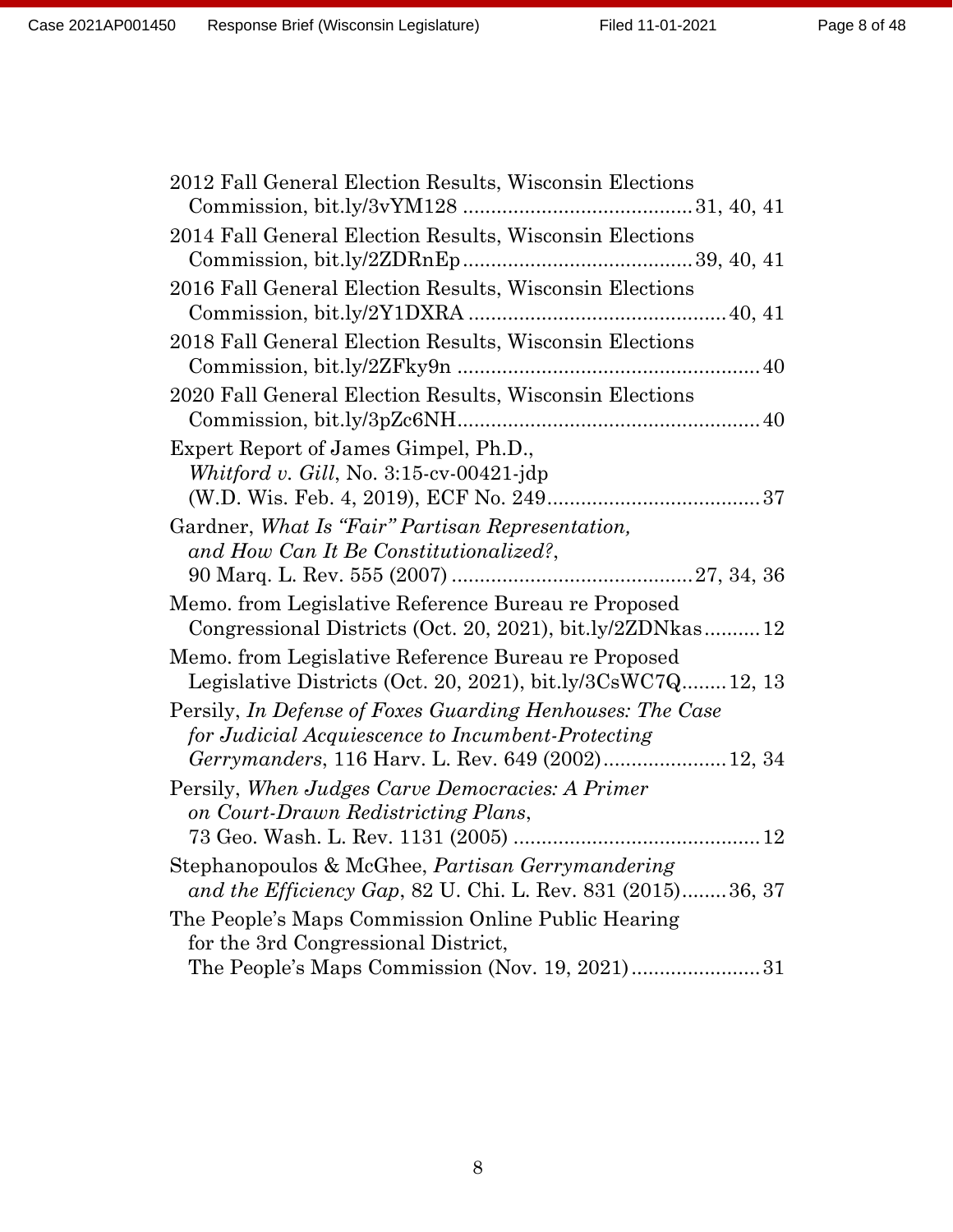2012 Fall General Election Results, Wisconsin Elections Commission, bit.ly/3vYM128 ........................................ 31, 40, 41

2014 Fall General Election Results, Wisconsin Elections Commission, bit.ly/2ZDRnEp........................................ 39, 40, 41

2016 Fall General Election Results, Wisconsin Elections Commission, bit.ly/2Y1DXRA ............................................ 40, 41

2018 Fall General Election Results, Wisconsin Elections Commission, bit.ly/2ZFky9n ...................................................... 40

2020 Fall General Election Results, Wisconsin Elections Commission, bit.ly/3pZc6NH...................................................... 40

Expert Report of James Gimpel, Ph.D., *Whitford v. Gill*, No. 3:15-cv-00421-jdp (W.D. Wis. Feb. 4, 2019), ECF No. 249...................................... 37

Gardner, *What Is "Fair" Partisan Representation, and How Can It Be Constitutionalized?*, 90 Marq. L. Rev. 555 (2007) .......................................... 27, 34, 36

Memo. from Legislative Reference Bureau re Proposed Congressional Districts (Oct. 20, 2021), bit.ly/2ZDNkas.......... 12

Memo. from Legislative Reference Bureau re Proposed Legislative Districts (Oct. 20, 2021), bit.ly/3CsWC7Q........ 12, 13

Persily, *In Defense of Foxes Guarding Henhouses: The Case for Judicial Acquiescence to Incumbent-Protecting Gerrymanders*, 116 Harv. L. Rev. 649 (2002)...................... 12, 34

Persily, *When Judges Carve Democracies: A Primer on Court-Drawn Redistricting Plans*, 73 Geo. Wash. L. Rev. 1131 (2005) ............................................ 12

Stephanopoulos & McGhee, *Partisan Gerrymandering and the Efficiency Gap*, 82 U. Chi. L. Rev. 831 (2015)........ 36, 37

The People's Maps Commission Online Public Hearing for the 3rd Congressional District, The People's Maps Commission (Nov. 19, 2021)....................... 31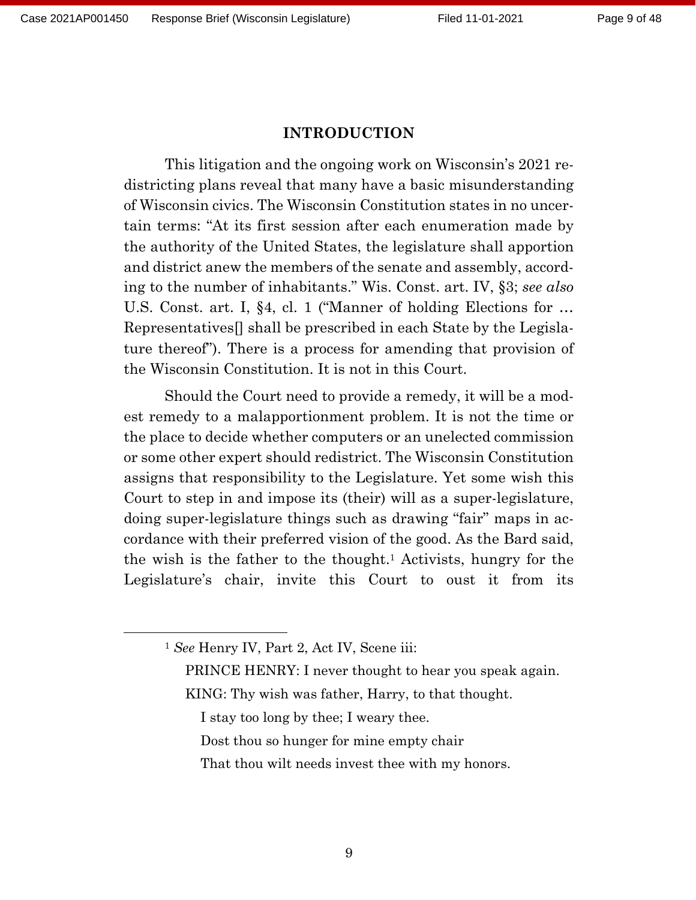## INTRODUCTION

This litigation and the ongoing work on Wisconsin's 2021 redistricting plans reveal that many have a basic misunderstanding of Wisconsin civics. The Wisconsin Constitution states in no uncertain terms: "At its first session after each enumeration made by the authority of the United States, the legislature shall apportion and district anew the members of the senate and assembly, according to the number of inhabitants." Wis. Const. art. IV, §3; *see also* U.S. Const. art. I, §4, cl. 1 ("Manner of holding Elections for … Representatives[] shall be prescribed in each State by the Legislature thereof"). There is a process for amending that provision of the Wisconsin Constitution. It is not in this Court.

Should the Court need to provide a remedy, it will be a modest remedy to a malapportionment problem. It is not the time or the place to decide whether computers or an unelected commission or some other expert should redistrict. The Wisconsin Constitution assigns that responsibility to the Legislature. Yet some wish this Court to step in and impose its (their) will as a super-legislature, doing super-legislature things such as drawing "fair" maps in accordance with their preferred vision of the good. As the Bard said, the wish is the father to the thought.[1] Activists, hungry for the Legislature's chair, invite this Court to oust it from its

---

[1] *See* Henry IV, Part 2, Act IV, Scene iii:

PRINCE HENRY: I never thought to hear you speak again.

KING: Thy wish was father, Harry, to that thought.
I stay too long by thee; I weary thee.
Dost thou so hunger for mine empty chair
That thou wilt needs invest thee with my honors.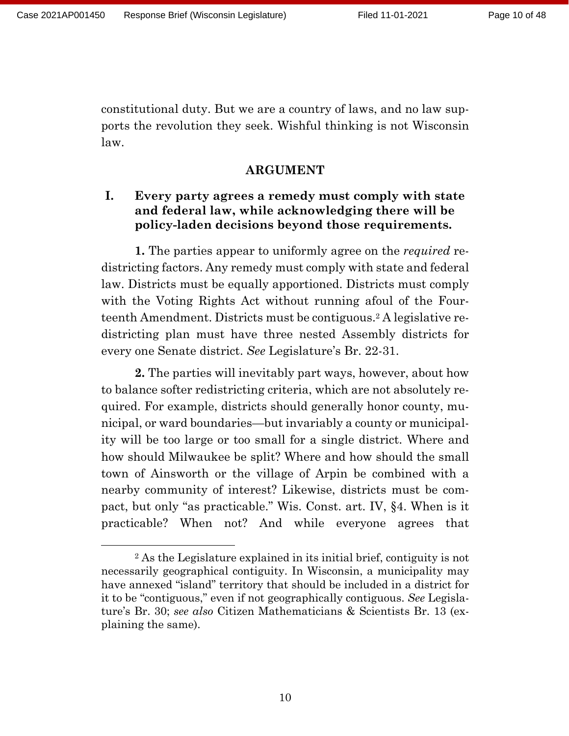constitutional duty. But we are a country of laws, and no law supports the revolution they seek. Wishful thinking is not Wisconsin law.

## ARGUMENT

### I. Every party agrees a remedy must comply with state and federal law, while acknowledging there will be policy-laden decisions beyond those requirements.

**1.** The parties appear to uniformly agree on the *required* redistricting factors. Any remedy must comply with state and federal law. Districts must be equally apportioned. Districts must comply with the Voting Rights Act without running afoul of the Fourteenth Amendment. Districts must be contiguous.[2] A legislative redistricting plan must have three nested Assembly districts for every one Senate district. *See* Legislature's Br. 22-31.

**2.** The parties will inevitably part ways, however, about how to balance softer redistricting criteria, which are not absolutely required. For example, districts should generally honor county, municipal, or ward boundaries—but invariably a county or municipality will be too large or too small for a single district. Where and how should Milwaukee be split? Where and how should the small town of Ainsworth or the village of Arpin be combined with a nearby community of interest? Likewise, districts must be compact, but only "as practicable." Wis. Const. art. IV, §4. When is it practicable? When not? And while everyone agrees that

---

[2] As the Legislature explained in its initial brief, contiguity is not necessarily geographical contiguity. In Wisconsin, a municipality may have annexed "island" territory that should be included in a district for it to be "contiguous," even if not geographically contiguous. *See* Legislature's Br. 30; *see also* Citizen Mathematicians & Scientists Br. 13 (explaining the same).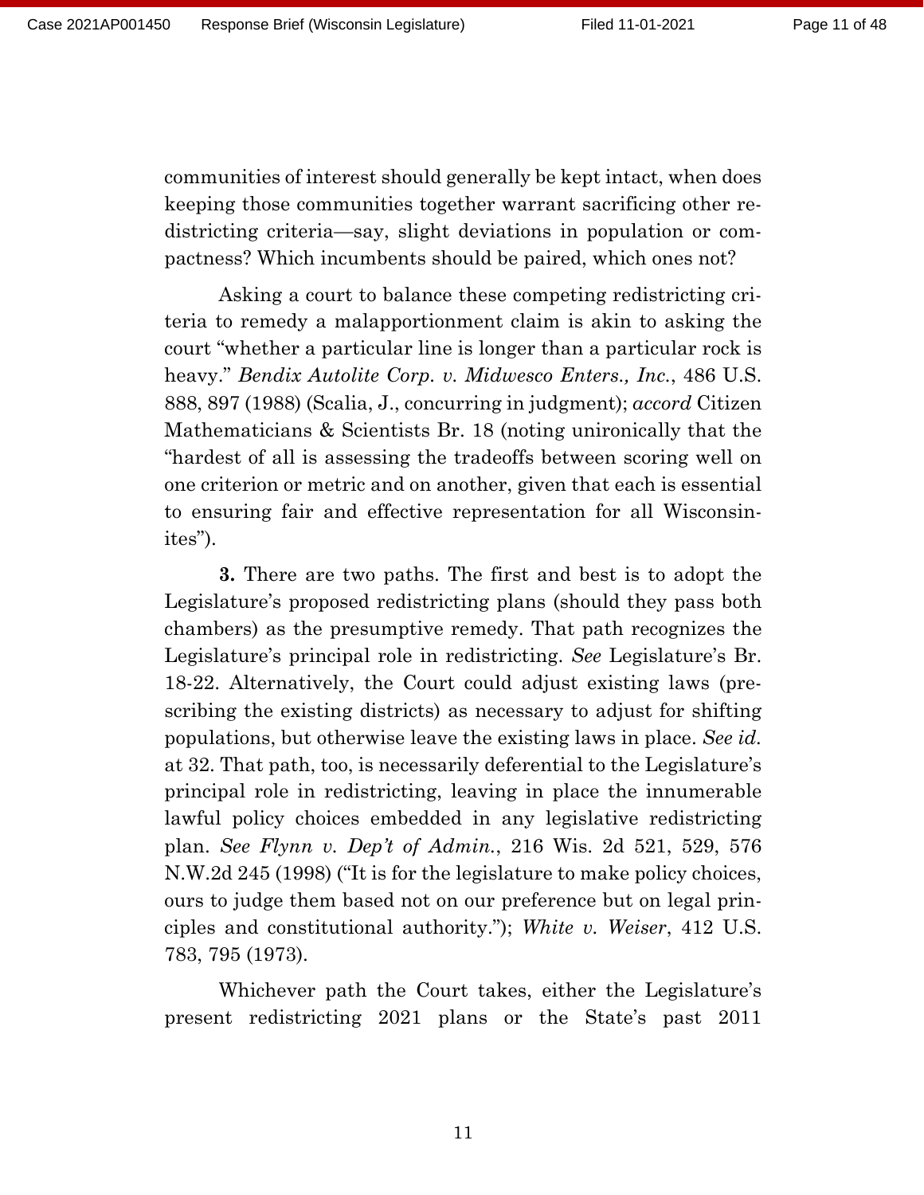communities of interest should generally be kept intact, when does keeping those communities together warrant sacrificing other redistricting criteria—say, slight deviations in population or compactness? Which incumbents should be paired, which ones not?

Asking a court to balance these competing redistricting criteria to remedy a malapportionment claim is akin to asking the court "whether a particular line is longer than a particular rock is heavy." *Bendix Autolite Corp. v. Midwesco Enters., Inc.*, 486 U.S. 888, 897 (1988) (Scalia, J., concurring in judgment); *accord* Citizen Mathematicians & Scientists Br. 18 (noting unironically that the "hardest of all is assessing the tradeoffs between scoring well on one criterion or metric and on another, given that each is essential to ensuring fair and effective representation for all Wisconsinites").

**3.** There are two paths. The first and best is to adopt the Legislature's proposed redistricting plans (should they pass both chambers) as the presumptive remedy. That path recognizes the Legislature's principal role in redistricting. *See* Legislature's Br. 18-22. Alternatively, the Court could adjust existing laws (prescribing the existing districts) as necessary to adjust for shifting populations, but otherwise leave the existing laws in place. *See id.* at 32. That path, too, is necessarily deferential to the Legislature's principal role in redistricting, leaving in place the innumerable lawful policy choices embedded in any legislative redistricting plan. *See Flynn v. Dep't of Admin.*, 216 Wis. 2d 521, 529, 576 N.W.2d 245 (1998) ("It is for the legislature to make policy choices, ours to judge them based not on our preference but on legal principles and constitutional authority."); *White v. Weiser*, 412 U.S. 783, 795 (1973).

Whichever path the Court takes, either the Legislature's present redistricting 2021 plans or the State's past 2011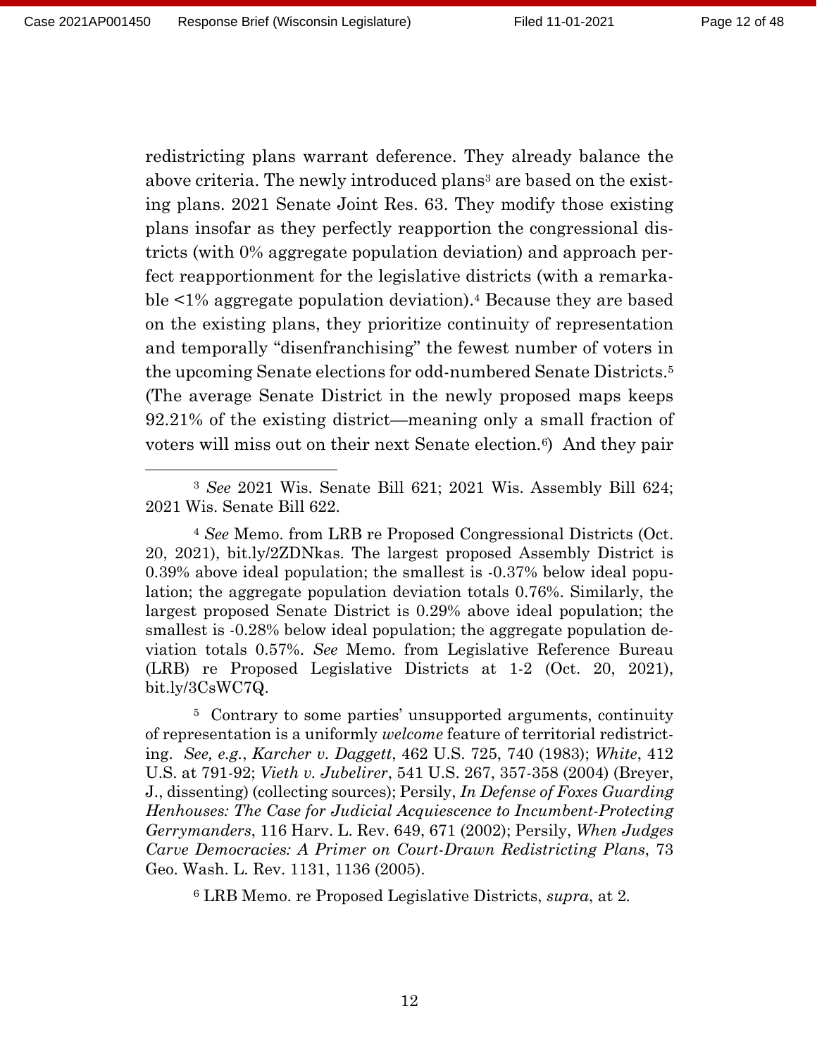redistricting plans warrant deference. They already balance the above criteria. The newly introduced plans[3] are based on the existing plans. 2021 Senate Joint Res. 63. They modify those existing plans insofar as they perfectly reapportion the congressional districts (with 0% aggregate population deviation) and approach perfect reapportionment for the legislative districts (with a remarkable <1% aggregate population deviation).[4] Because they are based on the existing plans, they prioritize continuity of representation and temporally "disenfranchising" the fewest number of voters in the upcoming Senate elections for odd-numbered Senate Districts.[5] (The average Senate District in the newly proposed maps keeps 92.21% of the existing district—meaning only a small fraction of voters will miss out on their next Senate election.[6]) And they pair

---

[3] *See* 2021 Wis. Senate Bill 621; 2021 Wis. Assembly Bill 624; 2021 Wis. Senate Bill 622.

[4] *See* Memo. from LRB re Proposed Congressional Districts (Oct. 20, 2021), bit.ly/2ZDNkas. The largest proposed Assembly District is 0.39% above ideal population; the smallest is -0.37% below ideal population; the aggregate population deviation totals 0.76%. Similarly, the largest proposed Senate District is 0.29% above ideal population; the smallest is -0.28% below ideal population; the aggregate population deviation totals 0.57%. *See* Memo. from Legislative Reference Bureau (LRB) re Proposed Legislative Districts at 1-2 (Oct. 20, 2021), bit.ly/3CsWC7Q.

[5] Contrary to some parties' unsupported arguments, continuity of representation is a uniformly *welcome* feature of territorial redistricting. *See, e.g.*, *Karcher v. Daggett*, 462 U.S. 725, 740 (1983); *White*, 412 U.S. at 791-92; *Vieth v. Jubelirer*, 541 U.S. 267, 357-358 (2004) (Breyer, J., dissenting) (collecting sources); Persily, *In Defense of Foxes Guarding Henhouses: The Case for Judicial Acquiescence to Incumbent-Protecting Gerrymanders*, 116 Harv. L. Rev. 649, 671 (2002); Persily, *When Judges Carve Democracies: A Primer on Court-Drawn Redistricting Plans*, 73 Geo. Wash. L. Rev. 1131, 1136 (2005).

[6] LRB Memo. re Proposed Legislative Districts, *supra*, at 2.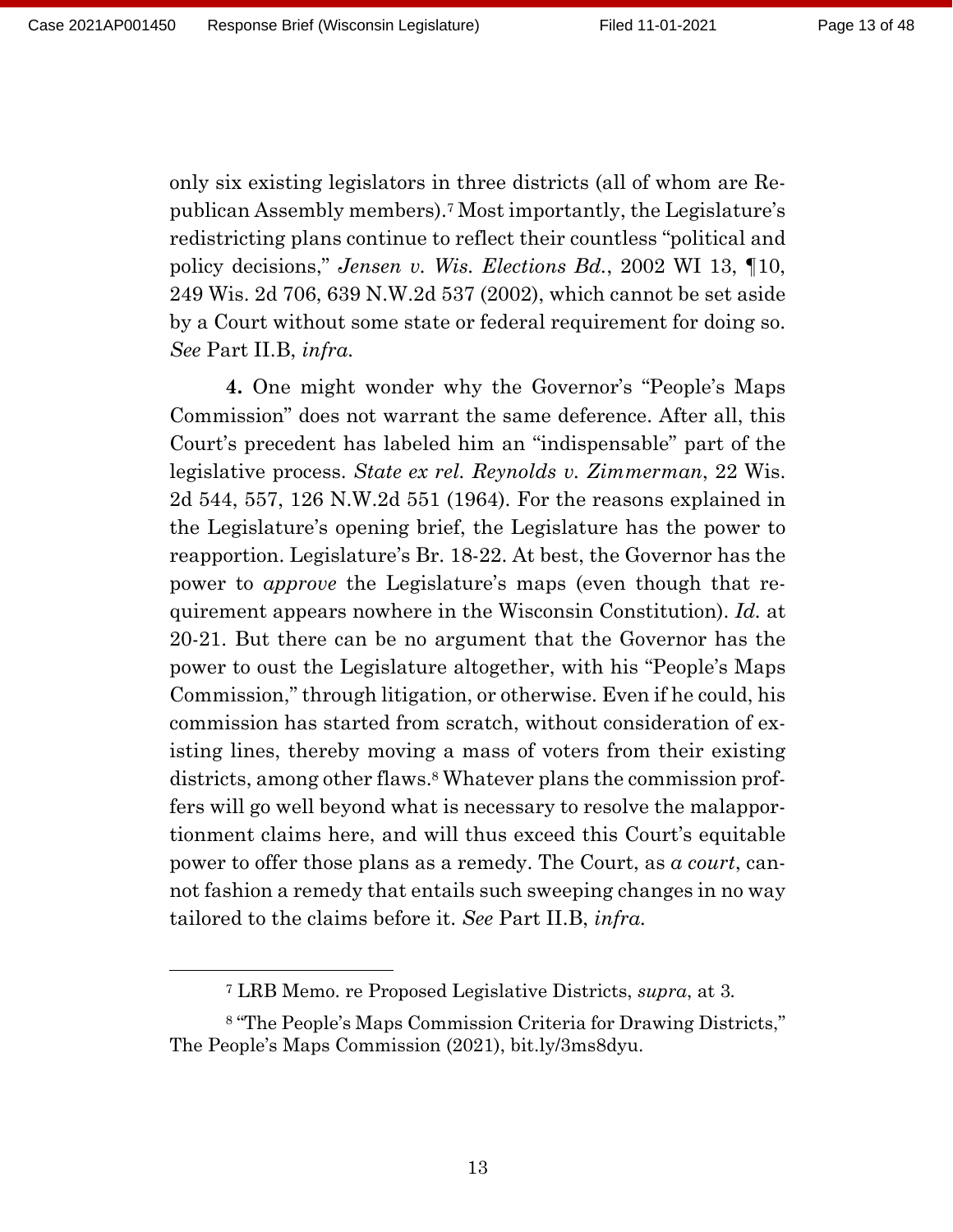only six existing legislators in three districts (all of whom are Republican Assembly members).[7] Most importantly, the Legislature's redistricting plans continue to reflect their countless "political and policy decisions," *Jensen v. Wis. Elections Bd.*, 2002 WI 13, ¶10, 249 Wis. 2d 706, 639 N.W.2d 537 (2002), which cannot be set aside by a Court without some state or federal requirement for doing so. *See* Part II.B, *infra.*

**4.** One might wonder why the Governor's "People's Maps Commission" does not warrant the same deference. After all, this Court's precedent has labeled him an "indispensable" part of the legislative process. *State ex rel. Reynolds v. Zimmerman*, 22 Wis. 2d 544, 557, 126 N.W.2d 551 (1964). For the reasons explained in the Legislature's opening brief, the Legislature has the power to reapportion. Legislature's Br. 18-22. At best, the Governor has the power to *approve* the Legislature's maps (even though that requirement appears nowhere in the Wisconsin Constitution). *Id.* at 20-21. But there can be no argument that the Governor has the power to oust the Legislature altogether, with his "People's Maps Commission," through litigation, or otherwise. Even if he could, his commission has started from scratch, without consideration of existing lines, thereby moving a mass of voters from their existing districts, among other flaws.[8] Whatever plans the commission proffers will go well beyond what is necessary to resolve the malapportionment claims here, and will thus exceed this Court's equitable power to offer those plans as a remedy. The Court, as *a court*, cannot fashion a remedy that entails such sweeping changes in no way tailored to the claims before it. *See* Part II.B, *infra.*

---

[7] LRB Memo. re Proposed Legislative Districts, *supra*, at 3.

[8] "The People's Maps Commission Criteria for Drawing Districts," The People's Maps Commission (2021), bit.ly/3ms8dyu.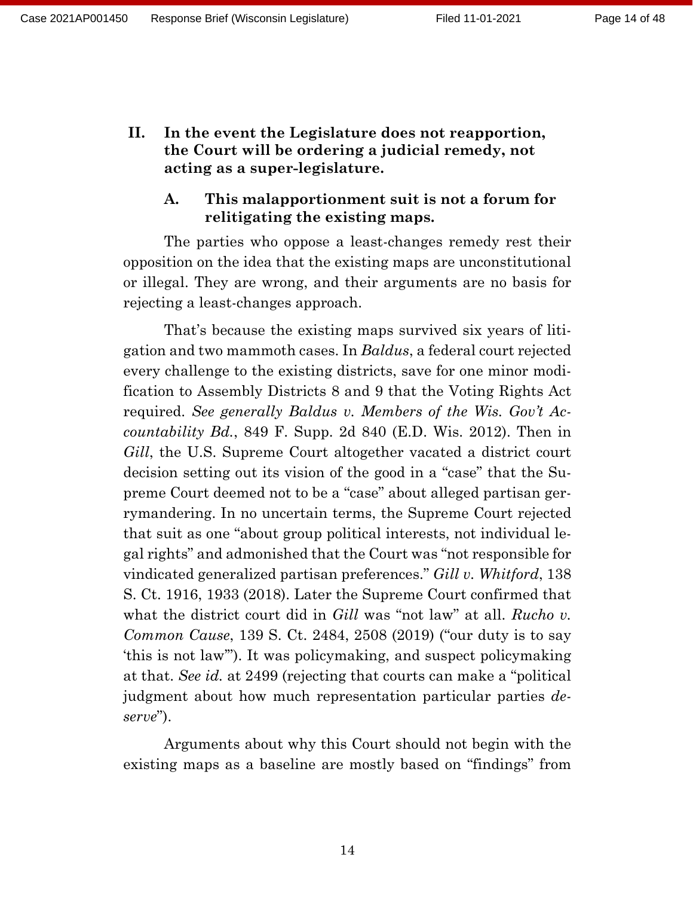## II. In the event the Legislature does not reapportion, the Court will be ordering a judicial remedy, not acting as a super-legislature.

### A. This malapportionment suit is not a forum for relitigating the existing maps.

The parties who oppose a least-changes remedy rest their opposition on the idea that the existing maps are unconstitutional or illegal. They are wrong, and their arguments are no basis for rejecting a least-changes approach.

That's because the existing maps survived six years of litigation and two mammoth cases. In *Baldus*, a federal court rejected every challenge to the existing districts, save for one minor modification to Assembly Districts 8 and 9 that the Voting Rights Act required. *See generally Baldus v. Members of the Wis. Gov't Accountability Bd.*, 849 F. Supp. 2d 840 (E.D. Wis. 2012). Then in *Gill*, the U.S. Supreme Court altogether vacated a district court decision setting out its vision of the good in a "case" that the Supreme Court deemed not to be a "case" about alleged partisan gerrymandering. In no uncertain terms, the Supreme Court rejected that suit as one "about group political interests, not individual legal rights" and admonished that the Court was "not responsible for vindicated generalized partisan preferences." *Gill v. Whitford*, 138 S. Ct. 1916, 1933 (2018). Later the Supreme Court confirmed that what the district court did in *Gill* was "not law" at all. *Rucho v. Common Cause*, 139 S. Ct. 2484, 2508 (2019) ("our duty is to say 'this is not law'"). It was policymaking, and suspect policymaking at that. *See id.* at 2499 (rejecting that courts can make a "political judgment about how much representation particular parties *deserve*").

Arguments about why this Court should not begin with the existing maps as a baseline are mostly based on "findings" from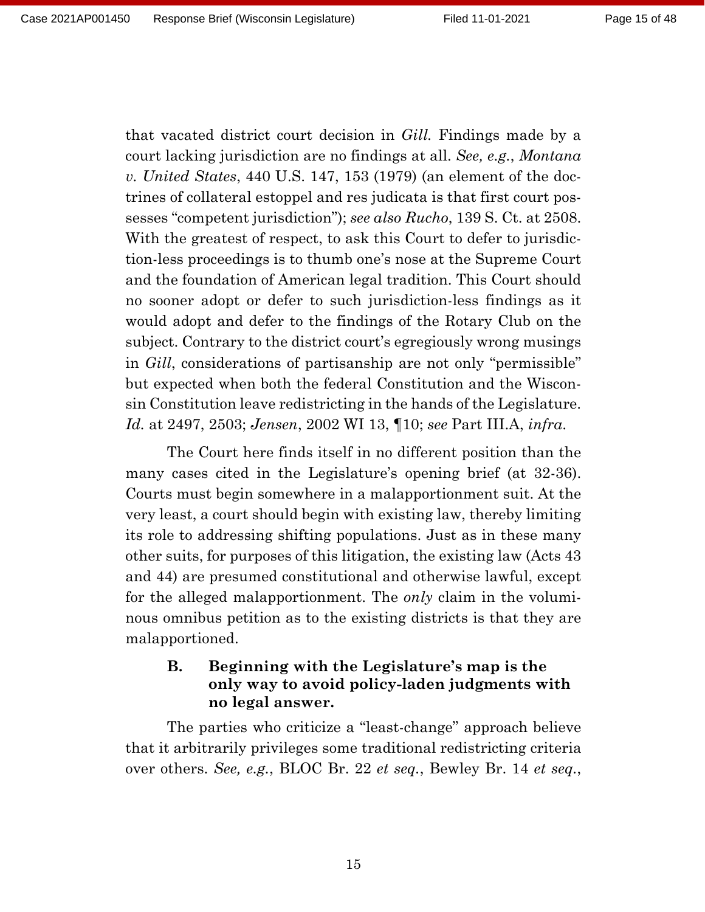that vacated district court decision in *Gill.* Findings made by a court lacking jurisdiction are no findings at all. *See, e.g.*, *Montana v. United States*, 440 U.S. 147, 153 (1979) (an element of the doctrines of collateral estoppel and res judicata is that first court possesses "competent jurisdiction"); *see also Rucho*, 139 S. Ct. at 2508. With the greatest of respect, to ask this Court to defer to jurisdiction-less proceedings is to thumb one's nose at the Supreme Court and the foundation of American legal tradition. This Court should no sooner adopt or defer to such jurisdiction-less findings as it would adopt and defer to the findings of the Rotary Club on the subject. Contrary to the district court's egregiously wrong musings in *Gill*, considerations of partisanship are not only "permissible" but expected when both the federal Constitution and the Wisconsin Constitution leave redistricting in the hands of the Legislature. *Id.* at 2497, 2503; *Jensen*, 2002 WI 13, ¶10; *see* Part III.A, *infra*.

The Court here finds itself in no different position than the many cases cited in the Legislature's opening brief (at 32-36). Courts must begin somewhere in a malapportionment suit. At the very least, a court should begin with existing law, thereby limiting its role to addressing shifting populations. Just as in these many other suits, for purposes of this litigation, the existing law (Acts 43 and 44) are presumed constitutional and otherwise lawful, except for the alleged malapportionment. The *only* claim in the voluminous omnibus petition as to the existing districts is that they are malapportioned.

### B. Beginning with the Legislature's map is the only way to avoid policy-laden judgments with no legal answer.

The parties who criticize a "least-change" approach believe that it arbitrarily privileges some traditional redistricting criteria over others. *See, e.g.*, BLOC Br. 22 *et seq.*, Bewley Br. 14 *et seq.*,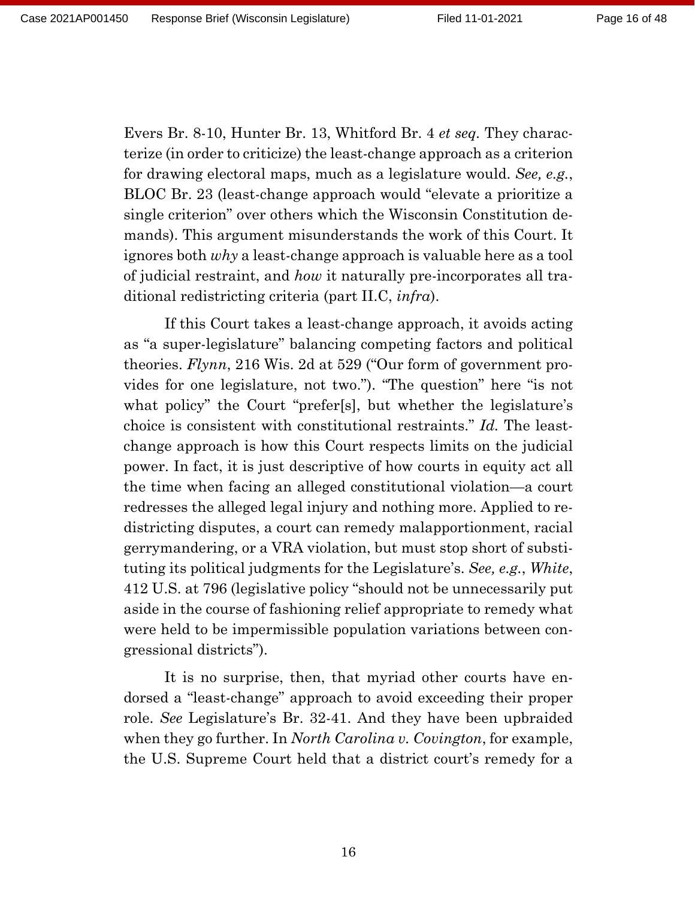Evers Br. 8-10, Hunter Br. 13, Whitford Br. 4 *et seq.* They characterize (in order to criticize) the least-change approach as a criterion for drawing electoral maps, much as a legislature would. *See, e.g.*, BLOC Br. 23 (least-change approach would "elevate a prioritize a single criterion" over others which the Wisconsin Constitution demands). This argument misunderstands the work of this Court. It ignores both *why* a least-change approach is valuable here as a tool of judicial restraint, and *how* it naturally pre-incorporates all traditional redistricting criteria (part II.C, *infra*).

If this Court takes a least-change approach, it avoids acting as "a super-legislature" balancing competing factors and political theories. *Flynn*, 216 Wis. 2d at 529 ("Our form of government provides for one legislature, not two."). "The question" here "is not what policy" the Court "prefer[s], but whether the legislature's choice is consistent with constitutional restraints." *Id.* The least-change approach is how this Court respects limits on the judicial power. In fact, it is just descriptive of how courts in equity act all the time when facing an alleged constitutional violation—a court redresses the alleged legal injury and nothing more. Applied to redistricting disputes, a court can remedy malapportionment, racial gerrymandering, or a VRA violation, but must stop short of substituting its political judgments for the Legislature's. *See, e.g.*, *White*, 412 U.S. at 796 (legislative policy "should not be unnecessarily put aside in the course of fashioning relief appropriate to remedy what were held to be impermissible population variations between congressional districts").

It is no surprise, then, that myriad other courts have endorsed a "least-change" approach to avoid exceeding their proper role. *See* Legislature's Br. 32-41. And they have been upbraided when they go further. In *North Carolina v. Covington*, for example, the U.S. Supreme Court held that a district court's remedy for a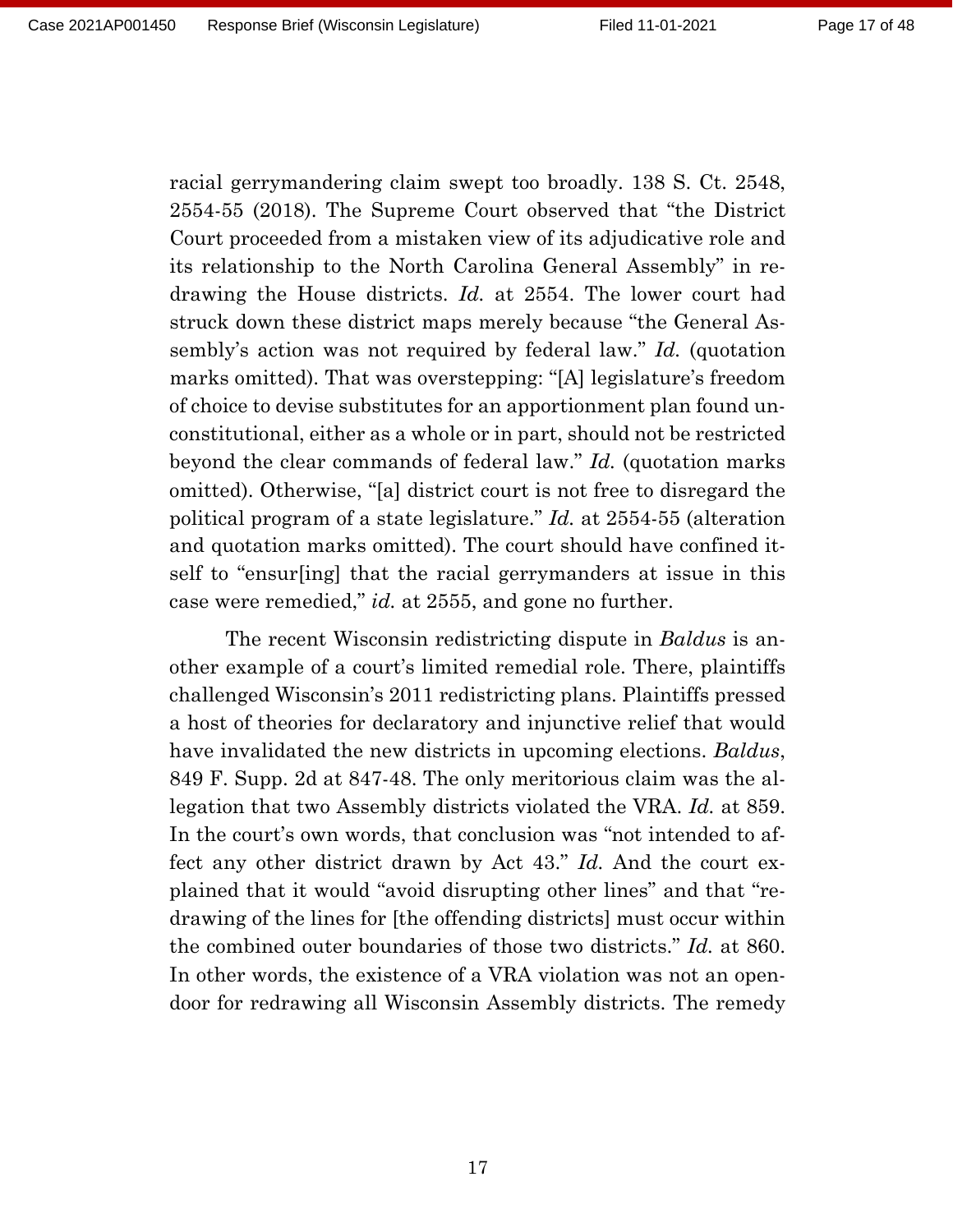racial gerrymandering claim swept too broadly. 138 S. Ct. 2548, 2554-55 (2018). The Supreme Court observed that "the District Court proceeded from a mistaken view of its adjudicative role and its relationship to the North Carolina General Assembly" in redrawing the House districts. *Id.* at 2554. The lower court had struck down these district maps merely because "the General Assembly's action was not required by federal law." *Id.* (quotation marks omitted). That was overstepping: "[A] legislature's freedom of choice to devise substitutes for an apportionment plan found unconstitutional, either as a whole or in part, should not be restricted beyond the clear commands of federal law." *Id.* (quotation marks omitted). Otherwise, "[a] district court is not free to disregard the political program of a state legislature." *Id.* at 2554-55 (alteration and quotation marks omitted). The court should have confined itself to "ensur[ing] that the racial gerrymanders at issue in this case were remedied," *id.* at 2555, and gone no further.

The recent Wisconsin redistricting dispute in *Baldus* is another example of a court's limited remedial role. There, plaintiffs challenged Wisconsin's 2011 redistricting plans. Plaintiffs pressed a host of theories for declaratory and injunctive relief that would have invalidated the new districts in upcoming elections. *Baldus*, 849 F. Supp. 2d at 847-48. The only meritorious claim was the allegation that two Assembly districts violated the VRA. *Id.* at 859. In the court's own words, that conclusion was "not intended to affect any other district drawn by Act 43." *Id.* And the court explained that it would "avoid disrupting other lines" and that "redrawing of the lines for [the offending districts] must occur within the combined outer boundaries of those two districts." *Id.* at 860. In other words, the existence of a VRA violation was not an open-door for redrawing all Wisconsin Assembly districts. The remedy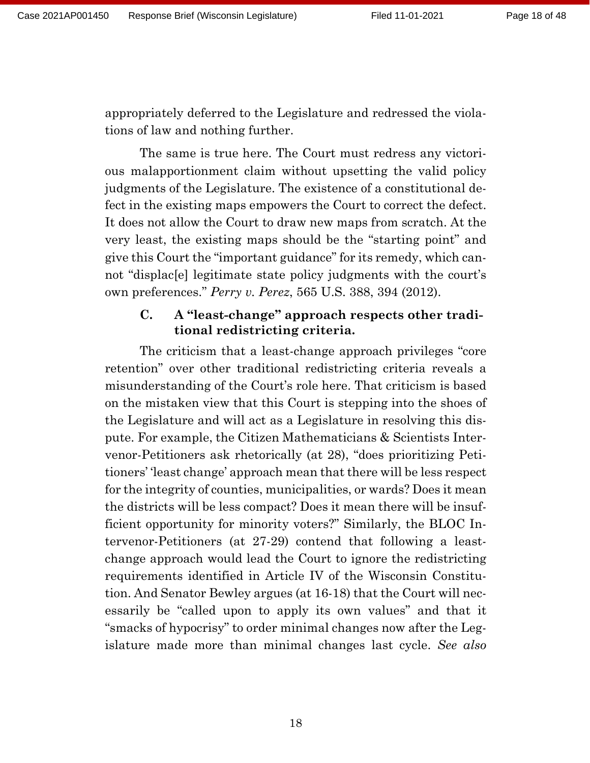appropriately deferred to the Legislature and redressed the violations of law and nothing further.

The same is true here. The Court must redress any victorious malapportionment claim without upsetting the valid policy judgments of the Legislature. The existence of a constitutional defect in the existing maps empowers the Court to correct the defect. It does not allow the Court to draw new maps from scratch. At the very least, the existing maps should be the "starting point" and give this Court the "important guidance" for its remedy, which cannot "displac[e] legitimate state policy judgments with the court's own preferences." *Perry v. Perez*, 565 U.S. 388, 394 (2012).

### C. A "least-change" approach respects other traditional redistricting criteria.

The criticism that a least-change approach privileges "core retention" over other traditional redistricting criteria reveals a misunderstanding of the Court's role here. That criticism is based on the mistaken view that this Court is stepping into the shoes of the Legislature and will act as a Legislature in resolving this dispute. For example, the Citizen Mathematicians & Scientists Intervenor-Petitioners ask rhetorically (at 28), "does prioritizing Petitioners' 'least change' approach mean that there will be less respect for the integrity of counties, municipalities, or wards? Does it mean the districts will be less compact? Does it mean there will be insufficient opportunity for minority voters?" Similarly, the BLOC Intervenor-Petitioners (at 27-29) contend that following a least-change approach would lead the Court to ignore the redistricting requirements identified in Article IV of the Wisconsin Constitution. And Senator Bewley argues (at 16-18) that the Court will necessarily be "called upon to apply its own values" and that it "smacks of hypocrisy" to order minimal changes now after the Legislature made more than minimal changes last cycle. *See also*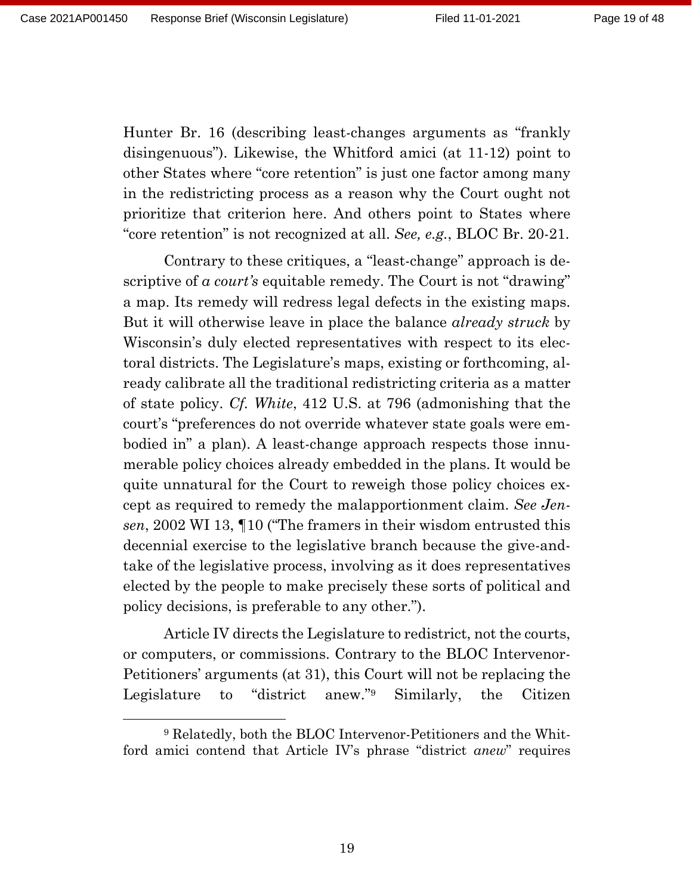Hunter Br. 16 (describing least-changes arguments as "frankly disingenuous"). Likewise, the Whitford amici (at 11-12) point to other States where "core retention" is just one factor among many in the redistricting process as a reason why the Court ought not prioritize that criterion here. And others point to States where "core retention" is not recognized at all. *See, e.g.*, BLOC Br. 20-21.

Contrary to these critiques, a "least-change" approach is descriptive of *a court's* equitable remedy. The Court is not "drawing" a map. Its remedy will redress legal defects in the existing maps. But it will otherwise leave in place the balance *already struck* by Wisconsin's duly elected representatives with respect to its electoral districts. The Legislature's maps, existing or forthcoming, already calibrate all the traditional redistricting criteria as a matter of state policy. *Cf. White*, 412 U.S. at 796 (admonishing that the court's "preferences do not override whatever state goals were embodied in" a plan). A least-change approach respects those innumerable policy choices already embedded in the plans. It would be quite unnatural for the Court to reweigh those policy choices except as required to remedy the malapportionment claim. *See Jensen*, 2002 WI 13, ¶10 ("The framers in their wisdom entrusted this decennial exercise to the legislative branch because the give-and-take of the legislative process, involving as it does representatives elected by the people to make precisely these sorts of political and policy decisions, is preferable to any other.").

Article IV directs the Legislature to redistrict, not the courts, or computers, or commissions. Contrary to the BLOC Intervenor-Petitioners' arguments (at 31), this Court will not be replacing the Legislature to "district anew."[9] Similarly, the Citizen

[9] Relatedly, both the BLOC Intervenor-Petitioners and the Whitford amici contend that Article IV's phrase "district *anew*" requires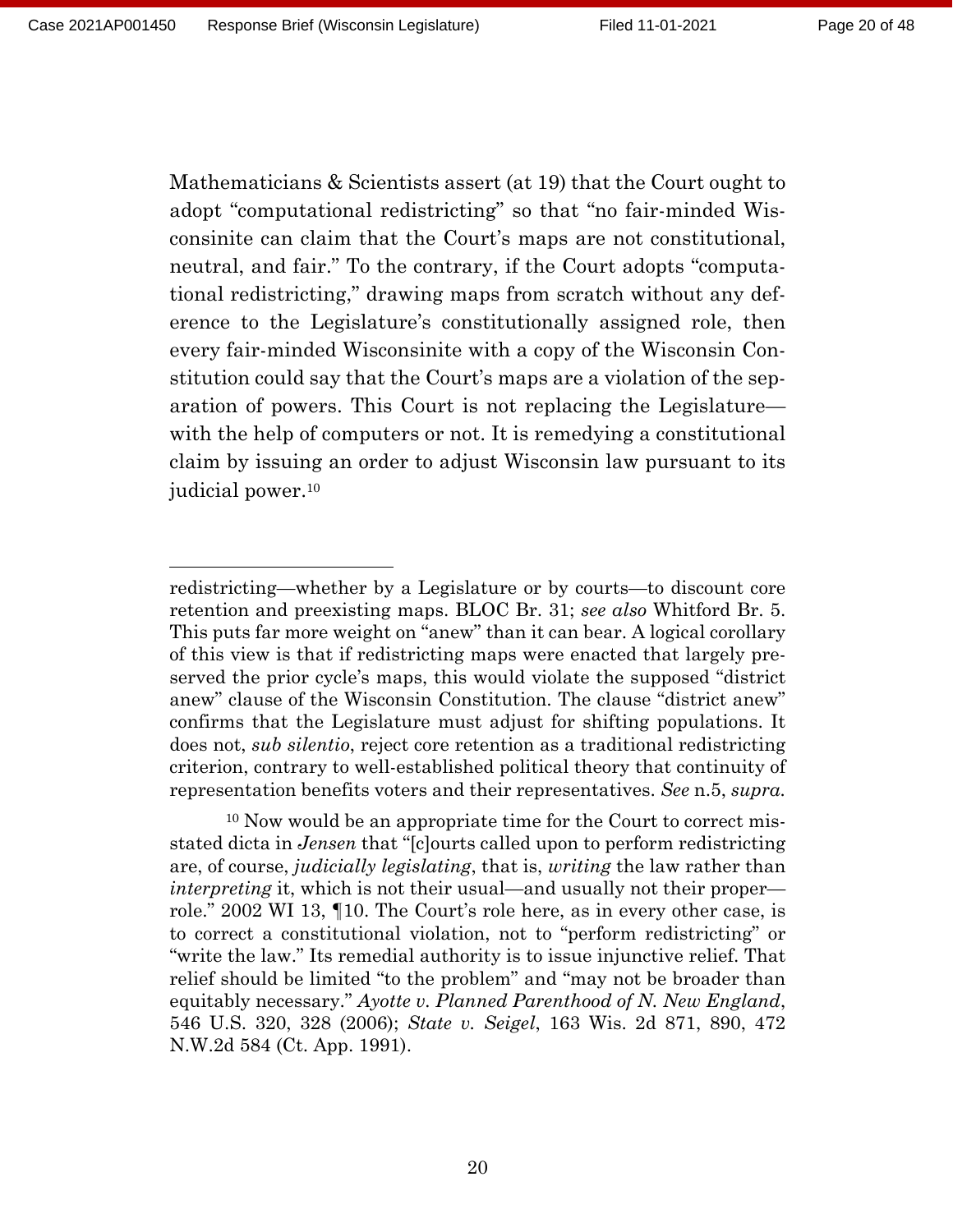Mathematicians & Scientists assert (at 19) that the Court ought to adopt "computational redistricting" so that "no fair-minded Wisconsinite can claim that the Court's maps are not constitutional, neutral, and fair." To the contrary, if the Court adopts "computational redistricting," drawing maps from scratch without any deference to the Legislature's constitutionally assigned role, then every fair-minded Wisconsinite with a copy of the Wisconsin Constitution could say that the Court's maps are a violation of the separation of powers. This Court is not replacing the Legislature—with the help of computers or not. It is remedying a constitutional claim by issuing an order to adjust Wisconsin law pursuant to its judicial power.[10]

---

redistricting—whether by a Legislature or by courts—to discount core retention and preexisting maps. BLOC Br. 31; *see also* Whitford Br. 5. This puts far more weight on "anew" than it can bear. A logical corollary of this view is that if redistricting maps were enacted that largely preserved the prior cycle's maps, this would violate the supposed "district anew" clause of the Wisconsin Constitution. The clause "district anew" confirms that the Legislature must adjust for shifting populations. It does not, *sub silentio*, reject core retention as a traditional redistricting criterion, contrary to well-established political theory that continuity of representation benefits voters and their representatives. *See* n.5, *supra*.

[10] Now would be an appropriate time for the Court to correct misstated dicta in *Jensen* that "[c]ourts called upon to perform redistricting are, of course, *judicially legislating*, that is, *writing* the law rather than *interpreting* it, which is not their usual—and usually not their proper—role." 2002 WI 13, ¶10. The Court's role here, as in every other case, is to correct a constitutional violation, not to "perform redistricting" or "write the law." Its remedial authority is to issue injunctive relief. That relief should be limited "to the problem" and "may not be broader than equitably necessary." *Ayotte v. Planned Parenthood of N. New England*, 546 U.S. 320, 328 (2006); *State v. Seigel*, 163 Wis. 2d 871, 890, 472 N.W.2d 584 (Ct. App. 1991).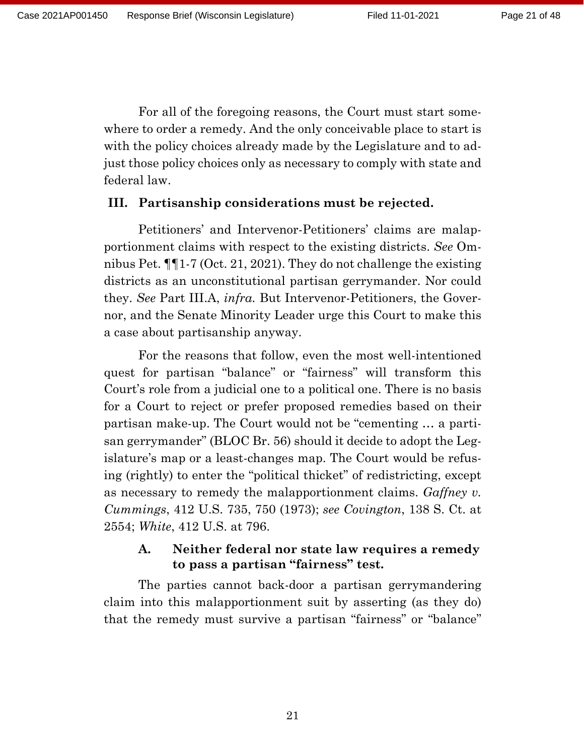For all of the foregoing reasons, the Court must start somewhere to order a remedy. And the only conceivable place to start is with the policy choices already made by the Legislature and to adjust those policy choices only as necessary to comply with state and federal law.

## III. Partisanship considerations must be rejected.

Petitioners' and Intervenor-Petitioners' claims are malapportionment claims with respect to the existing districts. *See* Omnibus Pet. ¶¶1-7 (Oct. 21, 2021). They do not challenge the existing districts as an unconstitutional partisan gerrymander. Nor could they. *See* Part III.A, *infra.* But Intervenor-Petitioners, the Governor, and the Senate Minority Leader urge this Court to make this a case about partisanship anyway.

For the reasons that follow, even the most well-intentioned quest for partisan "balance" or "fairness" will transform this Court's role from a judicial one to a political one. There is no basis for a Court to reject or prefer proposed remedies based on their partisan make-up. The Court would not be "cementing … a partisan gerrymander" (BLOC Br. 56) should it decide to adopt the Legislature's map or a least-changes map. The Court would be refusing (rightly) to enter the "political thicket" of redistricting, except as necessary to remedy the malapportionment claims. *Gaffney v. Cummings*, 412 U.S. 735, 750 (1973); *see Covington*, 138 S. Ct. at 2554; *White*, 412 U.S. at 796.

### A. Neither federal nor state law requires a remedy to pass a partisan "fairness" test.

The parties cannot back-door a partisan gerrymandering claim into this malapportionment suit by asserting (as they do) that the remedy must survive a partisan "fairness" or "balance"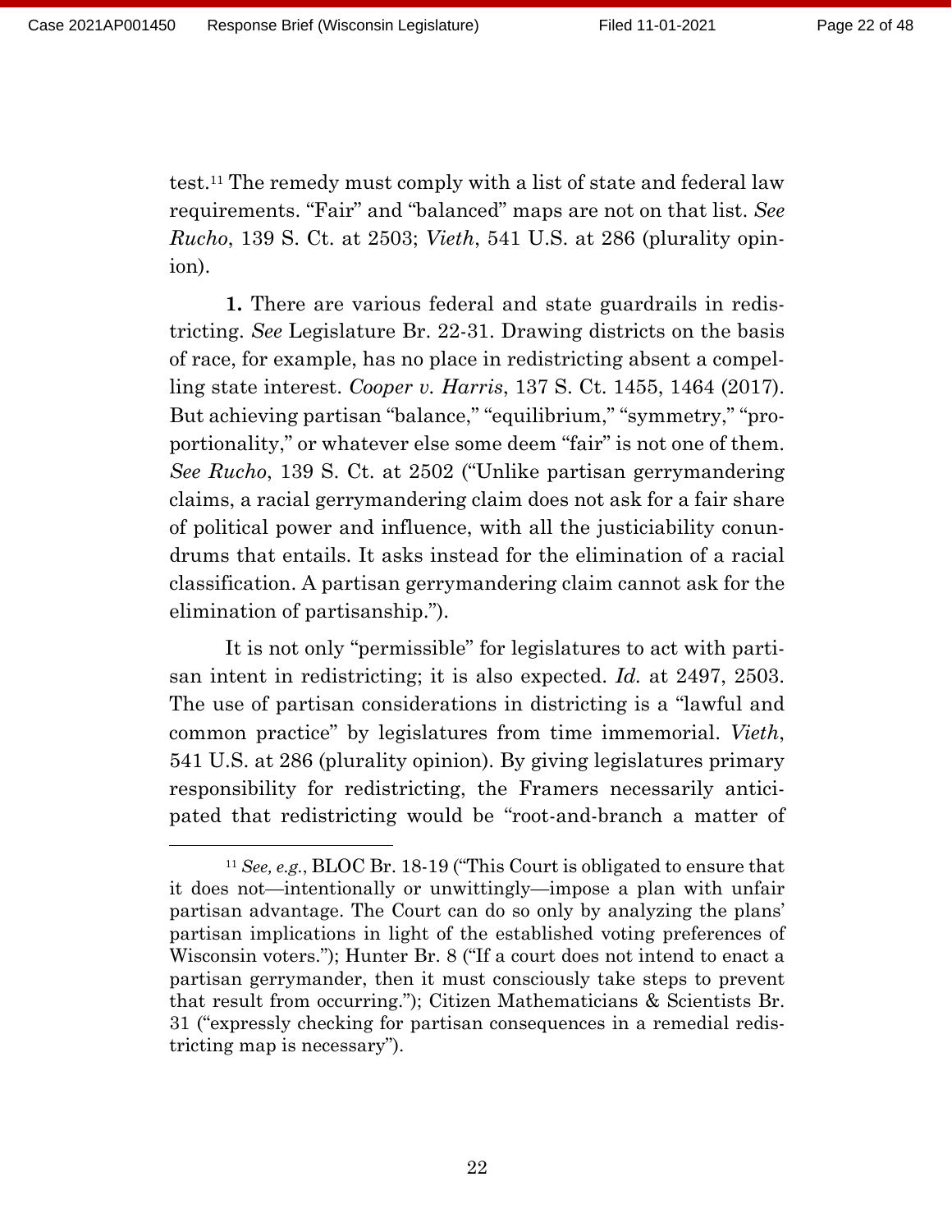test.[11] The remedy must comply with a list of state and federal law requirements. "Fair" and "balanced" maps are not on that list. *See Rucho*, 139 S. Ct. at 2503; *Vieth*, 541 U.S. at 286 (plurality opinion).

**1.** There are various federal and state guardrails in redistricting. *See* Legislature Br. 22-31. Drawing districts on the basis of race, for example, has no place in redistricting absent a compelling state interest. *Cooper v. Harris*, 137 S. Ct. 1455, 1464 (2017). But achieving partisan "balance," "equilibrium," "symmetry," "proportionality," or whatever else some deem "fair" is not one of them. *See Rucho*, 139 S. Ct. at 2502 ("Unlike partisan gerrymandering claims, a racial gerrymandering claim does not ask for a fair share of political power and influence, with all the justiciability conundrums that entails. It asks instead for the elimination of a racial classification. A partisan gerrymandering claim cannot ask for the elimination of partisanship.").

It is not only "permissible" for legislatures to act with partisan intent in redistricting; it is also expected. *Id.* at 2497, 2503. The use of partisan considerations in districting is a "lawful and common practice" by legislatures from time immemorial. *Vieth*, 541 U.S. at 286 (plurality opinion). By giving legislatures primary responsibility for redistricting, the Framers necessarily anticipated that redistricting would be "root-and-branch a matter of

---

[11] *See, e.g.*, BLOC Br. 18-19 ("This Court is obligated to ensure that it does not—intentionally or unwittingly—impose a plan with unfair partisan advantage. The Court can do so only by analyzing the plans' partisan implications in light of the established voting preferences of Wisconsin voters."); Hunter Br. 8 ("If a court does not intend to enact a partisan gerrymander, then it must consciously take steps to prevent that result from occurring."); Citizen Mathematicians & Scientists Br. 31 ("expressly checking for partisan consequences in a remedial redistricting map is necessary").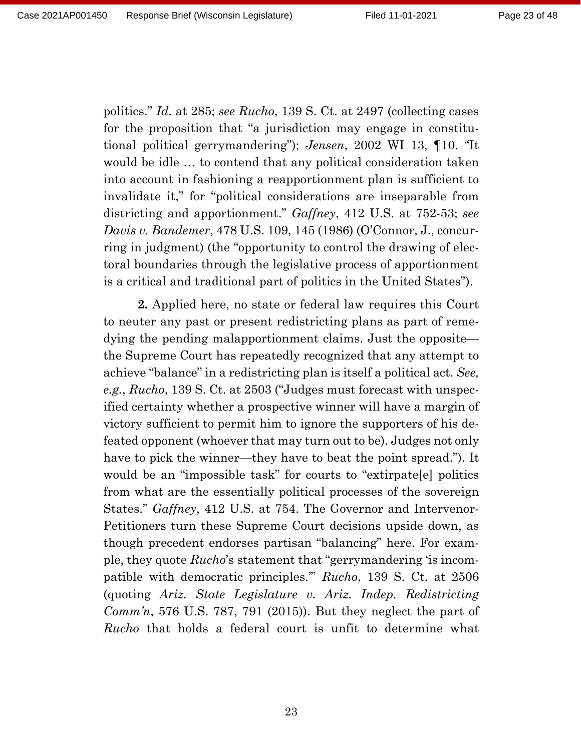politics." *Id.* at 285; *see Rucho*, 139 S. Ct. at 2497 (collecting cases for the proposition that "a jurisdiction may engage in constitutional political gerrymandering"); *Jensen*, 2002 WI 13, ¶10. "It would be idle … to contend that any political consideration taken into account in fashioning a reapportionment plan is sufficient to invalidate it," for "political considerations are inseparable from districting and apportionment." *Gaffney*, 412 U.S. at 752-53; *see Davis v. Bandemer*, 478 U.S. 109, 145 (1986) (O'Connor, J., concurring in judgment) (the "opportunity to control the drawing of electoral boundaries through the legislative process of apportionment is a critical and traditional part of politics in the United States").

**2.** Applied here, no state or federal law requires this Court to neuter any past or present redistricting plans as part of remedying the pending malapportionment claims. Just the opposite—the Supreme Court has repeatedly recognized that any attempt to achieve "balance" in a redistricting plan is itself a political act. *See, e.g.*, *Rucho*, 139 S. Ct. at 2503 ("Judges must forecast with unspecified certainty whether a prospective winner will have a margin of victory sufficient to permit him to ignore the supporters of his defeated opponent (whoever that may turn out to be). Judges not only have to pick the winner—they have to beat the point spread."). It would be an "impossible task" for courts to "extirpate[e] politics from what are the essentially political processes of the sovereign States." *Gaffney*, 412 U.S. at 754. The Governor and Intervenor-Petitioners turn these Supreme Court decisions upside down, as though precedent endorses partisan "balancing" here. For example, they quote *Rucho*'s statement that "gerrymandering 'is incompatible with democratic principles.'" *Rucho*, 139 S. Ct. at 2506 (quoting *Ariz. State Legislature v. Ariz. Indep. Redistricting Comm'n*, 576 U.S. 787, 791 (2015)). But they neglect the part of *Rucho* that holds a federal court is unfit to determine what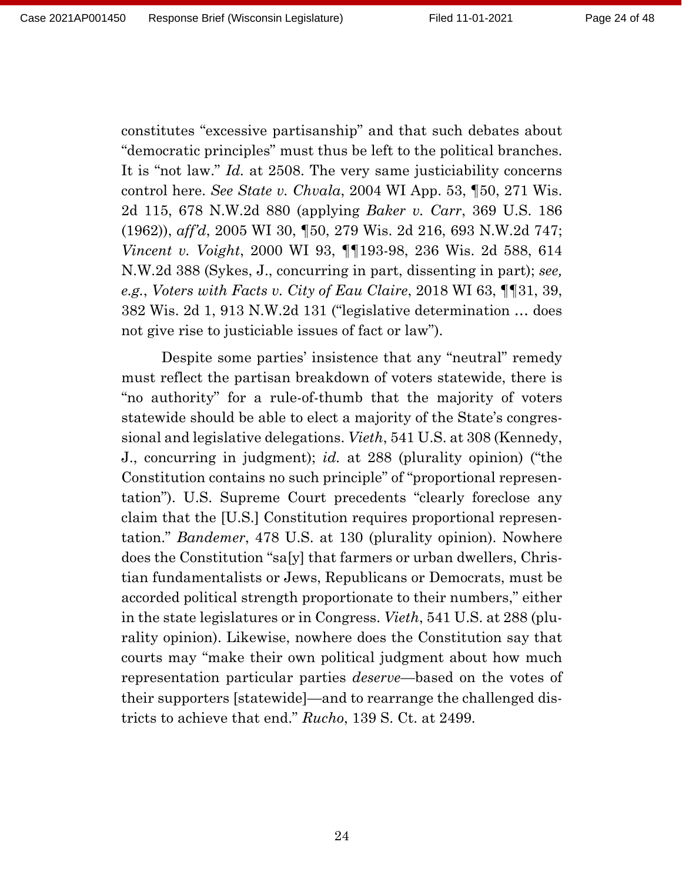constitutes "excessive partisanship" and that such debates about "democratic principles" must thus be left to the political branches. It is "not law." *Id.* at 2508. The very same justiciability concerns control here. *See State v. Chvala*, 2004 WI App. 53, ¶50, 271 Wis. 2d 115, 678 N.W.2d 880 (applying *Baker v. Carr*, 369 U.S. 186 (1962)), *aff'd*, 2005 WI 30, ¶50, 279 Wis. 2d 216, 693 N.W.2d 747; *Vincent v. Voight*, 2000 WI 93, ¶¶193-98, 236 Wis. 2d 588, 614 N.W.2d 388 (Sykes, J., concurring in part, dissenting in part); *see, e.g.*, *Voters with Facts v. City of Eau Claire*, 2018 WI 63, ¶¶31, 39, 382 Wis. 2d 1, 913 N.W.2d 131 ("legislative determination … does not give rise to justiciable issues of fact or law").

Despite some parties' insistence that any "neutral" remedy must reflect the partisan breakdown of voters statewide, there is "no authority" for a rule-of-thumb that the majority of voters statewide should be able to elect a majority of the State's congressional and legislative delegations. *Vieth*, 541 U.S. at 308 (Kennedy, J., concurring in judgment); *id.* at 288 (plurality opinion) ("the Constitution contains no such principle" of "proportional representation"). U.S. Supreme Court precedents "clearly foreclose any claim that the [U.S.] Constitution requires proportional representation." *Bandemer*, 478 U.S. at 130 (plurality opinion). Nowhere does the Constitution "sa[y] that farmers or urban dwellers, Christian fundamentalists or Jews, Republicans or Democrats, must be accorded political strength proportionate to their numbers," either in the state legislatures or in Congress. *Vieth*, 541 U.S. at 288 (plurality opinion). Likewise, nowhere does the Constitution say that courts may "make their own political judgment about how much representation particular parties *deserve*—based on the votes of their supporters [statewide]—and to rearrange the challenged districts to achieve that end." *Rucho*, 139 S. Ct. at 2499.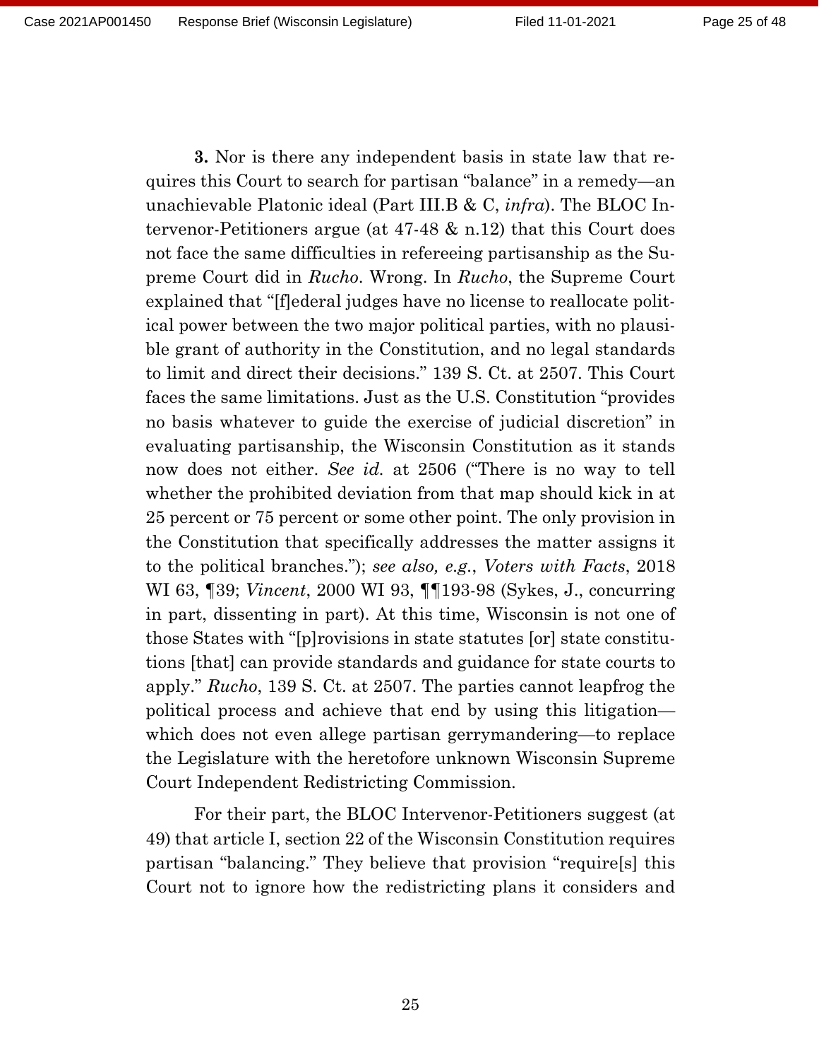**3.** Nor is there any independent basis in state law that requires this Court to search for partisan "balance" in a remedy—an unachievable Platonic ideal (Part III.B & C, *infra*). The BLOC Intervenor-Petitioners argue (at 47-48 & n.12) that this Court does not face the same difficulties in refereeing partisanship as the Supreme Court did in *Rucho*. Wrong. In *Rucho*, the Supreme Court explained that "[f]ederal judges have no license to reallocate political power between the two major political parties, with no plausible grant of authority in the Constitution, and no legal standards to limit and direct their decisions." 139 S. Ct. at 2507. This Court faces the same limitations. Just as the U.S. Constitution "provides no basis whatever to guide the exercise of judicial discretion" in evaluating partisanship, the Wisconsin Constitution as it stands now does not either. *See id.* at 2506 ("There is no way to tell whether the prohibited deviation from that map should kick in at 25 percent or 75 percent or some other point. The only provision in the Constitution that specifically addresses the matter assigns it to the political branches."); *see also, e.g.*, *Voters with Facts*, 2018 WI 63, ¶39; *Vincent*, 2000 WI 93, ¶¶193-98 (Sykes, J., concurring in part, dissenting in part). At this time, Wisconsin is not one of those States with "[p]rovisions in state statutes [or] state constitutions [that] can provide standards and guidance for state courts to apply." *Rucho*, 139 S. Ct. at 2507. The parties cannot leapfrog the political process and achieve that end by using this litigation—which does not even allege partisan gerrymandering—to replace the Legislature with the heretofore unknown Wisconsin Supreme Court Independent Redistricting Commission.

For their part, the BLOC Intervenor-Petitioners suggest (at 49) that article I, section 22 of the Wisconsin Constitution requires partisan "balancing." They believe that provision "require[s] this Court not to ignore how the redistricting plans it considers and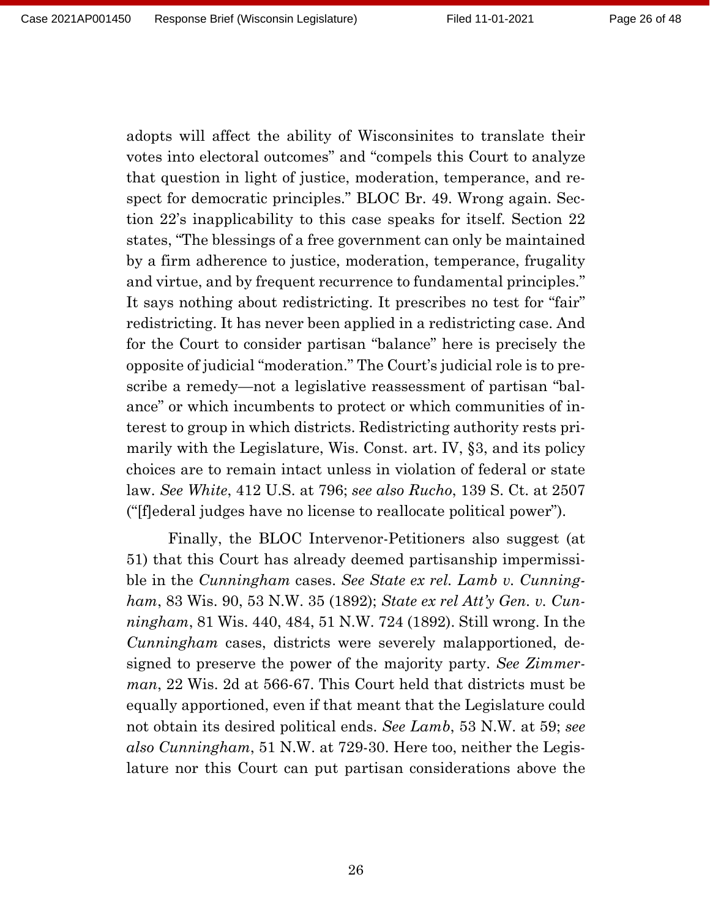adopts will affect the ability of Wisconsinites to translate their votes into electoral outcomes" and "compels this Court to analyze that question in light of justice, moderation, temperance, and respect for democratic principles." BLOC Br. 49. Wrong again. Section 22's inapplicability to this case speaks for itself. Section 22 states, "The blessings of a free government can only be maintained by a firm adherence to justice, moderation, temperance, frugality and virtue, and by frequent recurrence to fundamental principles." It says nothing about redistricting. It prescribes no test for "fair" redistricting. It has never been applied in a redistricting case. And for the Court to consider partisan "balance" here is precisely the opposite of judicial "moderation." The Court's judicial role is to prescribe a remedy—not a legislative reassessment of partisan "balance" or which incumbents to protect or which communities of interest to group in which districts. Redistricting authority rests primarily with the Legislature, Wis. Const. art. IV, §3, and its policy choices are to remain intact unless in violation of federal or state law. *See White*, 412 U.S. at 796; *see also Rucho*, 139 S. Ct. at 2507 ("[f]ederal judges have no license to reallocate political power").

Finally, the BLOC Intervenor-Petitioners also suggest (at 51) that this Court has already deemed partisanship impermissible in the *Cunningham* cases. *See State ex rel. Lamb v. Cunningham*, 83 Wis. 90, 53 N.W. 35 (1892); *State ex rel Att'y Gen. v. Cunningham*, 81 Wis. 440, 484, 51 N.W. 724 (1892). Still wrong. In the *Cunningham* cases, districts were severely malapportioned, designed to preserve the power of the majority party. *See Zimmerman*, 22 Wis. 2d at 566-67. This Court held that districts must be equally apportioned, even if that meant that the Legislature could not obtain its desired political ends. *See Lamb*, 53 N.W. at 59; *see also Cunningham*, 51 N.W. at 729-30. Here too, neither the Legislature nor this Court can put partisan considerations above the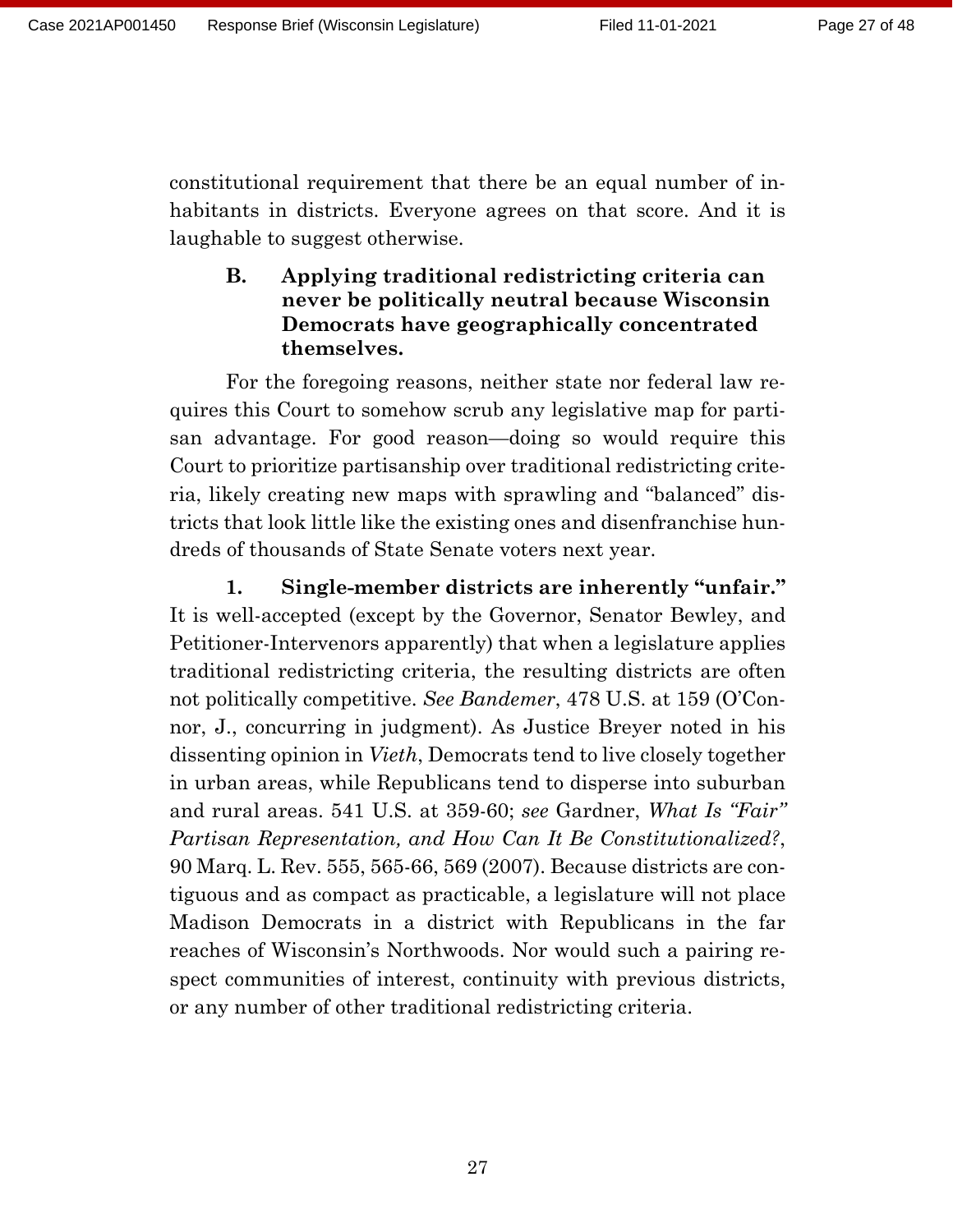constitutional requirement that there be an equal number of inhabitants in districts. Everyone agrees on that score. And it is laughable to suggest otherwise.

### B. Applying traditional redistricting criteria can never be politically neutral because Wisconsin Democrats have geographically concentrated themselves.

For the foregoing reasons, neither state nor federal law requires this Court to somehow scrub any legislative map for partisan advantage. For good reason—doing so would require this Court to prioritize partisanship over traditional redistricting criteria, likely creating new maps with sprawling and "balanced" districts that look little like the existing ones and disenfranchise hundreds of thousands of State Senate voters next year.

**1. Single-member districts are inherently "unfair."** It is well-accepted (except by the Governor, Senator Bewley, and Petitioner-Intervenors apparently) that when a legislature applies traditional redistricting criteria, the resulting districts are often not politically competitive. *See Bandemer*, 478 U.S. at 159 (O'Connor, J., concurring in judgment). As Justice Breyer noted in his dissenting opinion in *Vieth*, Democrats tend to live closely together in urban areas, while Republicans tend to disperse into suburban and rural areas. 541 U.S. at 359-60; *see* Gardner, *What Is "Fair" Partisan Representation, and How Can It Be Constitutionalized?*, 90 Marq. L. Rev. 555, 565-66, 569 (2007). Because districts are contiguous and as compact as practicable, a legislature will not place Madison Democrats in a district with Republicans in the far reaches of Wisconsin's Northwoods. Nor would such a pairing respect communities of interest, continuity with previous districts, or any number of other traditional redistricting criteria.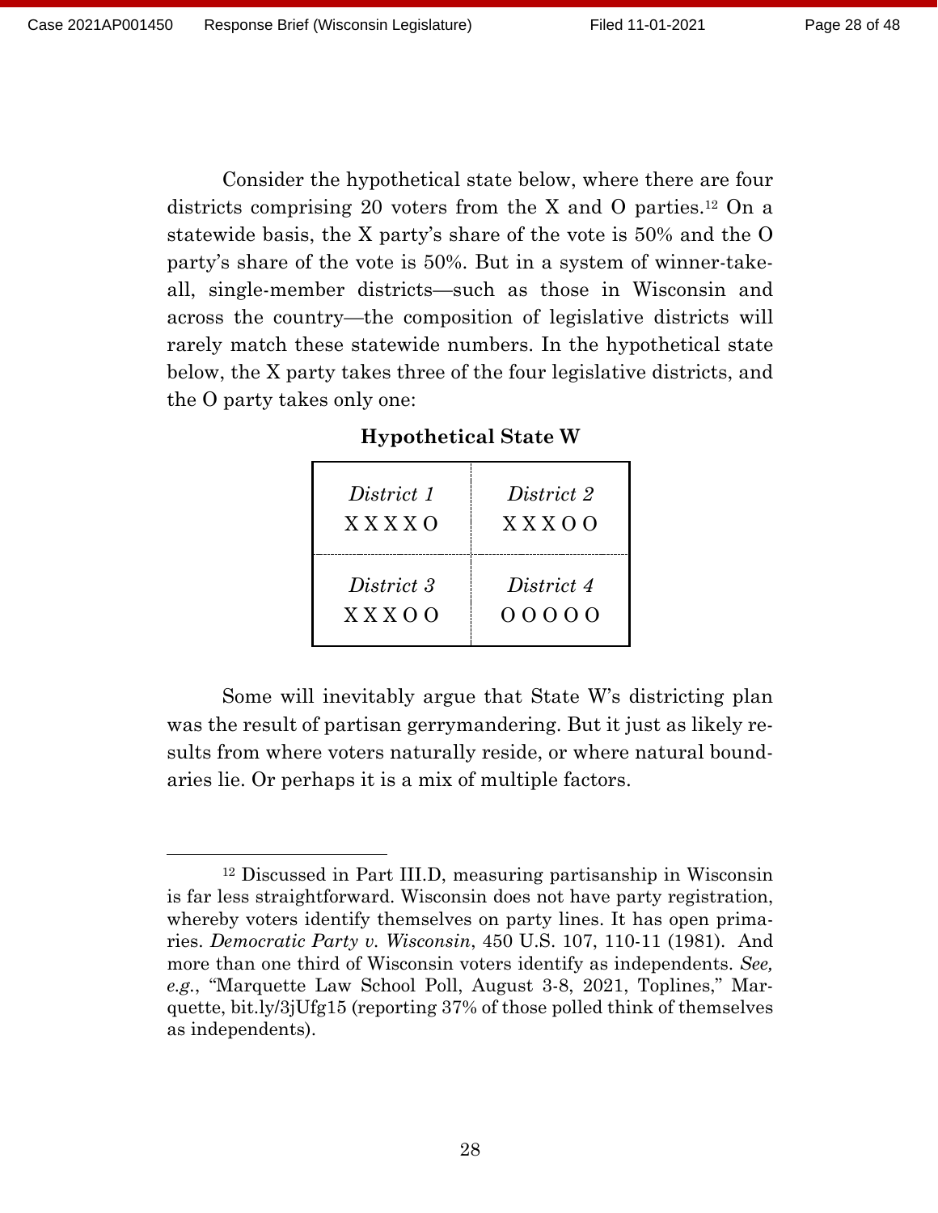Consider the hypothetical state below, where there are four districts comprising 20 voters from the X and O parties.[12] On a statewide basis, the X party's share of the vote is 50% and the O party's share of the vote is 50%. But in a system of winner-take-all, single-member districts—such as those in Wisconsin and across the country—the composition of legislative districts will rarely match these statewide numbers. In the hypothetical state below, the X party takes three of the four legislative districts, and the O party takes only one:

**Hypothetical State W**

| *District 1* | *District 2* |
|---|---|
| X X X X O | X X X O O |
| *District 3* | *District 4* |
| X X X O O | O O O O O |

Some will inevitably argue that State W's districting plan was the result of partisan gerrymandering. But it just as likely results from where voters naturally reside, or where natural boundaries lie. Or perhaps it is a mix of multiple factors.

---

[12] Discussed in Part III.D, measuring partisanship in Wisconsin is far less straightforward. Wisconsin does not have party registration, whereby voters identify themselves on party lines. It has open primaries. *Democratic Party v. Wisconsin*, 450 U.S. 107, 110-11 (1981). And more than one third of Wisconsin voters identify as independents. *See, e.g.*, "Marquette Law School Poll, August 3-8, 2021, Toplines," Marquette, bit.ly/3jUfg15 (reporting 37% of those polled think of themselves as independents).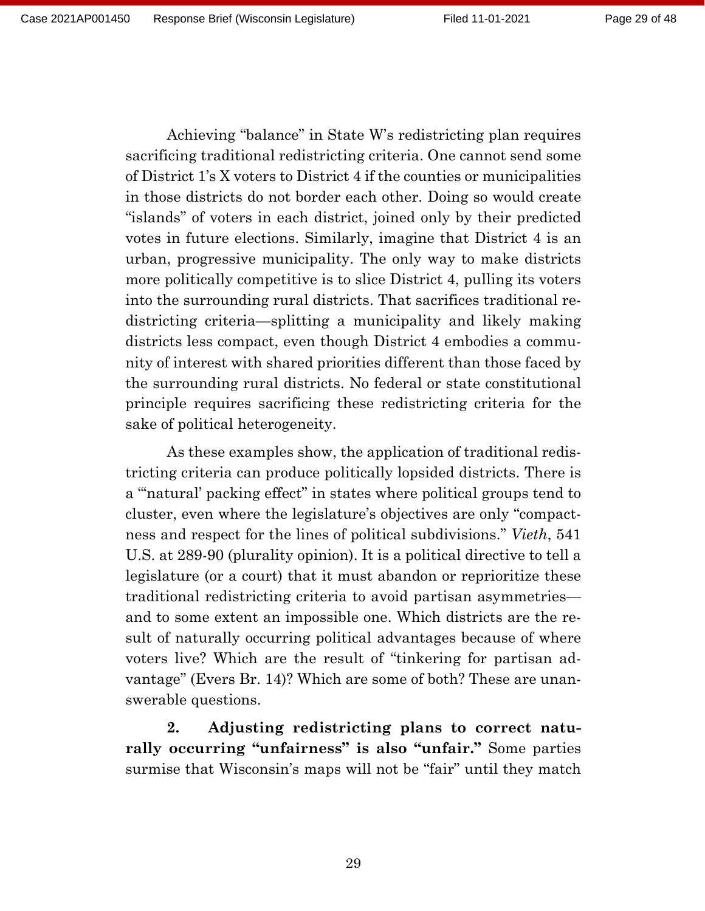Achieving "balance" in State W's redistricting plan requires sacrificing traditional redistricting criteria. One cannot send some of District 1's X voters to District 4 if the counties or municipalities in those districts do not border each other. Doing so would create "islands" of voters in each district, joined only by their predicted votes in future elections. Similarly, imagine that District 4 is an urban, progressive municipality. The only way to make districts more politically competitive is to slice District 4, pulling its voters into the surrounding rural districts. That sacrifices traditional redistricting criteria—splitting a municipality and likely making districts less compact, even though District 4 embodies a community of interest with shared priorities different than those faced by the surrounding rural districts. No federal or state constitutional principle requires sacrificing these redistricting criteria for the sake of political heterogeneity.

As these examples show, the application of traditional redistricting criteria can produce politically lopsided districts. There is a "'natural' packing effect" in states where political groups tend to cluster, even where the legislature's objectives are only "compactness and respect for the lines of political subdivisions." *Vieth*, 541 U.S. at 289-90 (plurality opinion). It is a political directive to tell a legislature (or a court) that it must abandon or reprioritize these traditional redistricting criteria to avoid partisan asymmetries—and to some extent an impossible one. Which districts are the result of naturally occurring political advantages because of where voters live? Which are the result of "tinkering for partisan advantage" (Evers Br. 14)? Which are some of both? These are unanswerable questions.

**2. Adjusting redistricting plans to correct naturally occurring "unfairness" is also "unfair."** Some parties surmise that Wisconsin's maps will not be "fair" until they match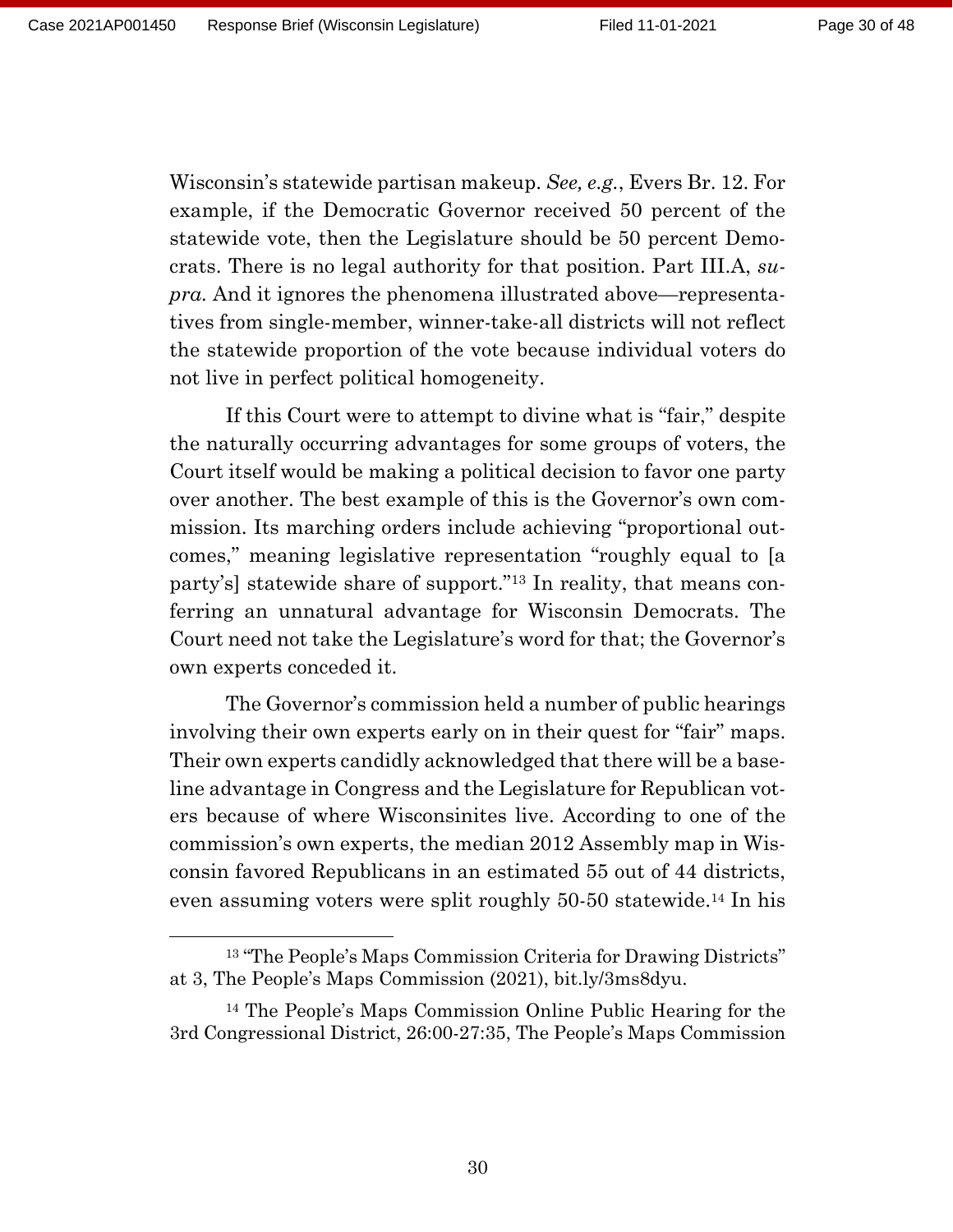Wisconsin's statewide partisan makeup. *See, e.g.*, Evers Br. 12. For example, if the Democratic Governor received 50 percent of the statewide vote, then the Legislature should be 50 percent Democrats. There is no legal authority for that position. Part III.A, *supra*. And it ignores the phenomena illustrated above—representatives from single-member, winner-take-all districts will not reflect the statewide proportion of the vote because individual voters do not live in perfect political homogeneity.

If this Court were to attempt to divine what is "fair," despite the naturally occurring advantages for some groups of voters, the Court itself would be making a political decision to favor one party over another. The best example of this is the Governor's own commission. Its marching orders include achieving "proportional outcomes," meaning legislative representation "roughly equal to [a party's] statewide share of support."[13] In reality, that means conferring an unnatural advantage for Wisconsin Democrats. The Court need not take the Legislature's word for that; the Governor's own experts conceded it.

The Governor's commission held a number of public hearings involving their own experts early on in their quest for "fair" maps. Their own experts candidly acknowledged that there will be a baseline advantage in Congress and the Legislature for Republican voters because of where Wisconsinites live. According to one of the commission's own experts, the median 2012 Assembly map in Wisconsin favored Republicans in an estimated 55 out of 44 districts, even assuming voters were split roughly 50-50 statewide.[14] In his

---

[13] "The People's Maps Commission Criteria for Drawing Districts" at 3, The People's Maps Commission (2021), bit.ly/3ms8dyu.

[14] The People's Maps Commission Online Public Hearing for the 3rd Congressional District, 26:00-27:35, The People's Maps Commission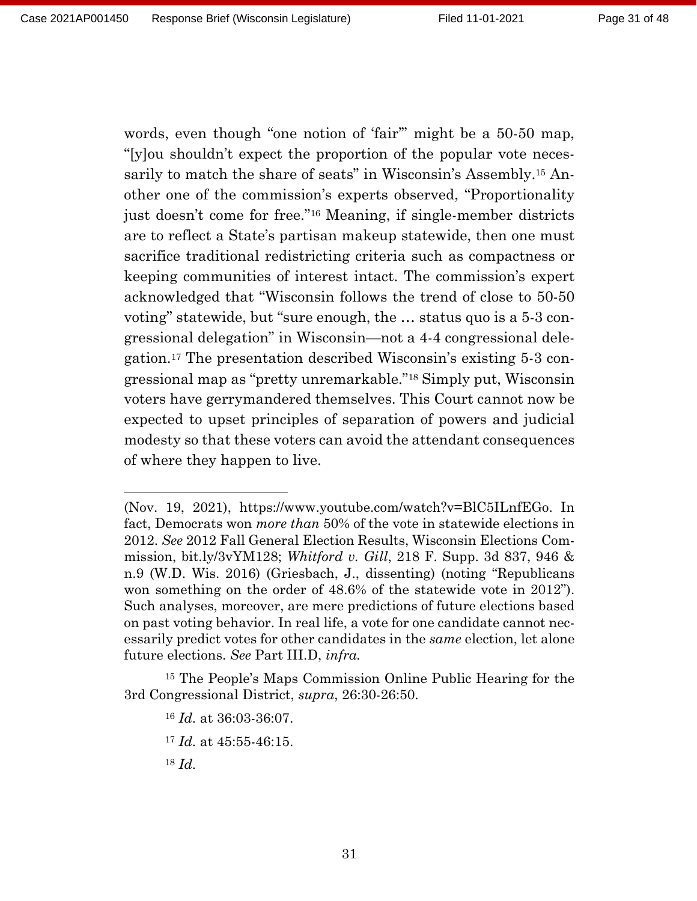words, even though "one notion of 'fair'" might be a 50-50 map, "[y]ou shouldn't expect the proportion of the popular vote necessarily to match the share of seats" in Wisconsin's Assembly.[15] Another one of the commission's experts observed, "Proportionality just doesn't come for free."[16] Meaning, if single-member districts are to reflect a State's partisan makeup statewide, then one must sacrifice traditional redistricting criteria such as compactness or keeping communities of interest intact. The commission's expert acknowledged that "Wisconsin follows the trend of close to 50-50 voting" statewide, but "sure enough, the … status quo is a 5-3 congressional delegation" in Wisconsin—not a 4-4 congressional delegation.[17] The presentation described Wisconsin's existing 5-3 congressional map as "pretty unremarkable."[18] Simply put, Wisconsin voters have gerrymandered themselves. This Court cannot now be expected to upset principles of separation of powers and judicial modesty so that these voters can avoid the attendant consequences of where they happen to live.

---

(Nov. 19, 2021), https://www.youtube.com/watch?v=BlC5ILnfEGo. In fact, Democrats won *more than* 50% of the vote in statewide elections in 2012. *See* 2012 Fall General Election Results, Wisconsin Elections Commission, bit.ly/3vYM128; *Whitford v. Gill*, 218 F. Supp. 3d 837, 946 & n.9 (W.D. Wis. 2016) (Griesbach, J., dissenting) (noting "Republicans won something on the order of 48.6% of the statewide vote in 2012"). Such analyses, moreover, are mere predictions of future elections based on past voting behavior. In real life, a vote for one candidate cannot necessarily predict votes for other candidates in the *same* election, let alone future elections. *See* Part III.D, *infra.*

[15] The People's Maps Commission Online Public Hearing for the 3rd Congressional District, *supra*, 26:30-26:50.

[16] *Id.* at 36:03-36:07.

[17] *Id.* at 45:55-46:15.

[18] *Id.*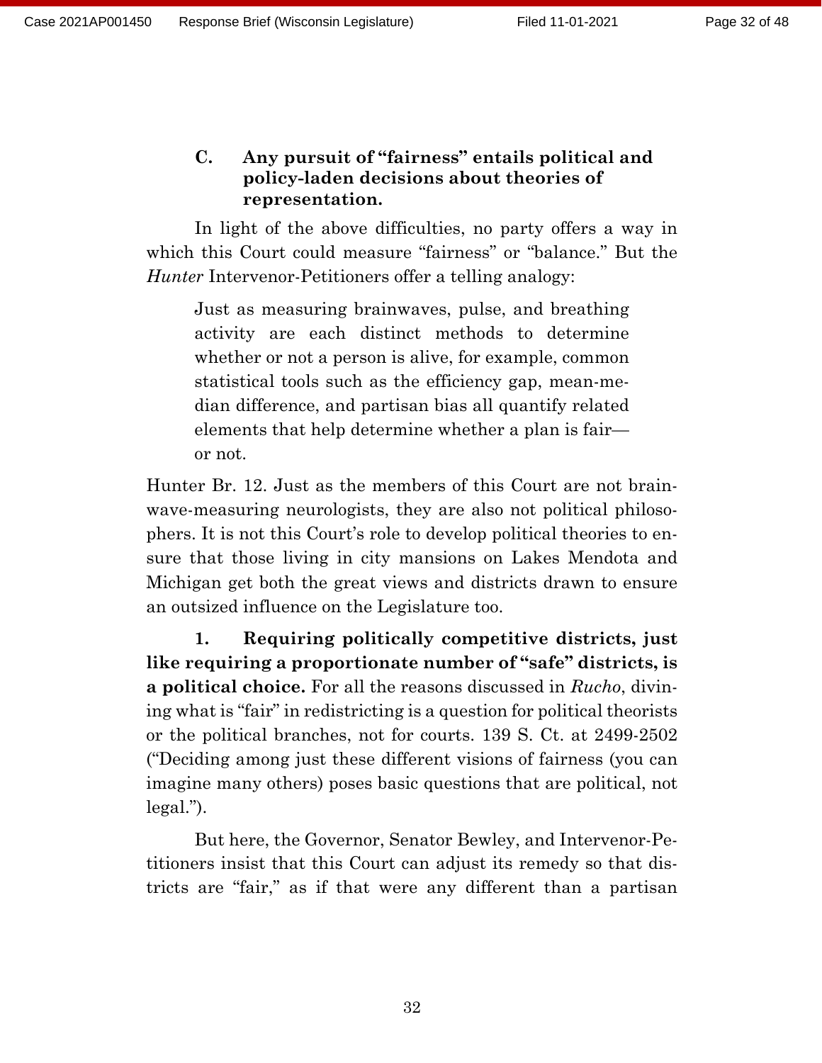### C. Any pursuit of "fairness" entails political and policy-laden decisions about theories of representation.

In light of the above difficulties, no party offers a way in which this Court could measure "fairness" or "balance." But the *Hunter* Intervenor-Petitioners offer a telling analogy:

> Just as measuring brainwaves, pulse, and breathing activity are each distinct methods to determine whether or not a person is alive, for example, common statistical tools such as the efficiency gap, mean-median difference, and partisan bias all quantify related elements that help determine whether a plan is fair—or not.

Hunter Br. 12. Just as the members of this Court are not brainwave-measuring neurologists, they are also not political philosophers. It is not this Court's role to develop political theories to ensure that those living in city mansions on Lakes Mendota and Michigan get both the great views and districts drawn to ensure an outsized influence on the Legislature too.

**1. Requiring politically competitive districts, just like requiring a proportionate number of "safe" districts, is a political choice.** For all the reasons discussed in *Rucho*, divining what is "fair" in redistricting is a question for political theorists or the political branches, not for courts. 139 S. Ct. at 2499-2502 ("Deciding among just these different visions of fairness (you can imagine many others) poses basic questions that are political, not legal.").

But here, the Governor, Senator Bewley, and Intervenor-Petitioners insist that this Court can adjust its remedy so that districts are "fair," as if that were any different than a partisan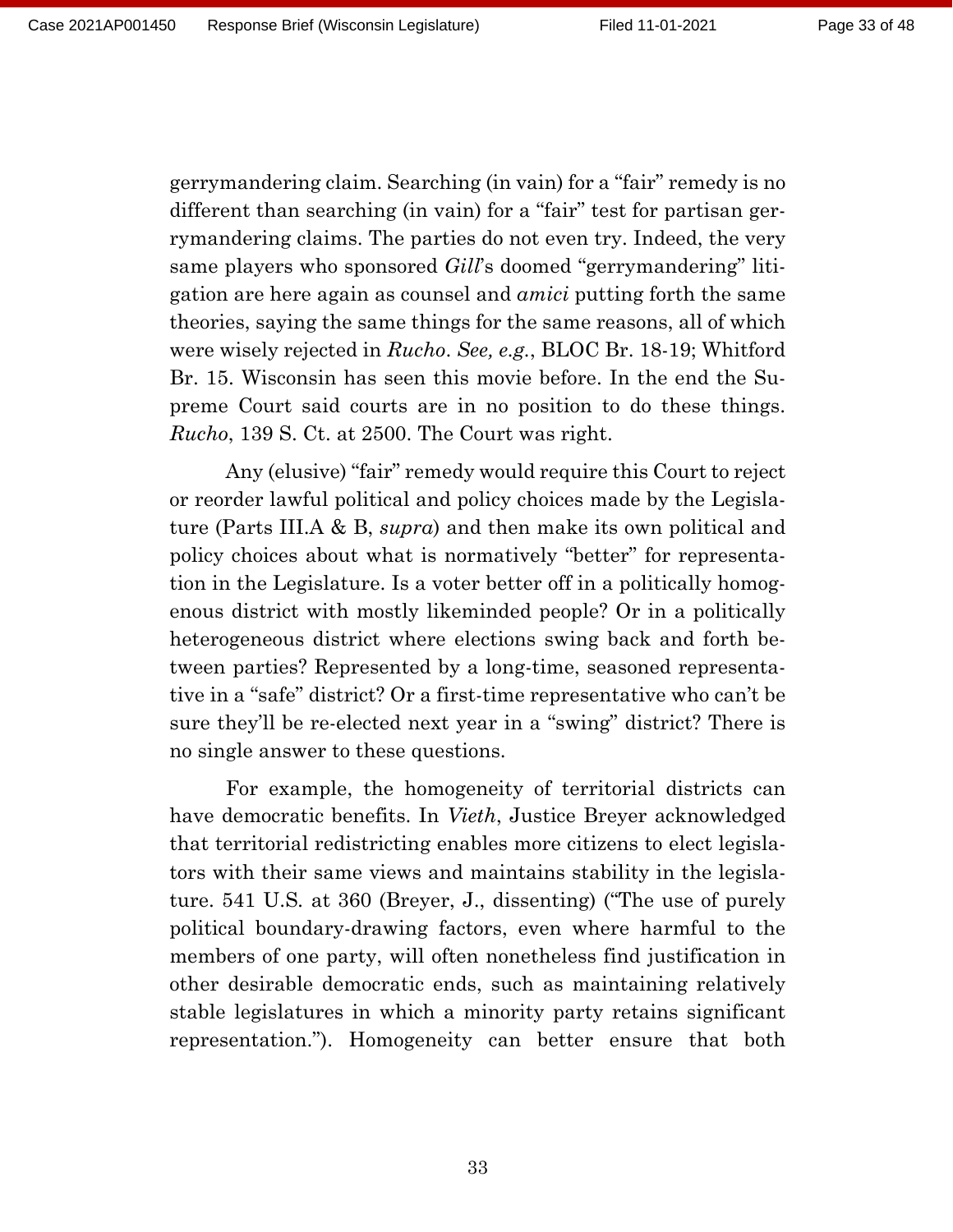gerrymandering claim. Searching (in vain) for a "fair" remedy is no different than searching (in vain) for a "fair" test for partisan gerrymandering claims. The parties do not even try. Indeed, the very same players who sponsored *Gill*'s doomed "gerrymandering" litigation are here again as counsel and *amici* putting forth the same theories, saying the same things for the same reasons, all of which were wisely rejected in *Rucho*. *See, e.g.*, BLOC Br. 18-19; Whitford Br. 15. Wisconsin has seen this movie before. In the end the Supreme Court said courts are in no position to do these things. *Rucho*, 139 S. Ct. at 2500. The Court was right.

Any (elusive) "fair" remedy would require this Court to reject or reorder lawful political and policy choices made by the Legislature (Parts III.A & B, *supra*) and then make its own political and policy choices about what is normatively "better" for representation in the Legislature. Is a voter better off in a politically homogenous district with mostly likeminded people? Or in a politically heterogeneous district where elections swing back and forth between parties? Represented by a long-time, seasoned representative in a "safe" district? Or a first-time representative who can't be sure they'll be re-elected next year in a "swing" district? There is no single answer to these questions.

For example, the homogeneity of territorial districts can have democratic benefits. In *Vieth*, Justice Breyer acknowledged that territorial redistricting enables more citizens to elect legislators with their same views and maintains stability in the legislature. 541 U.S. at 360 (Breyer, J., dissenting) ("The use of purely political boundary-drawing factors, even where harmful to the members of one party, will often nonetheless find justification in other desirable democratic ends, such as maintaining relatively stable legislatures in which a minority party retains significant representation."). Homogeneity can better ensure that both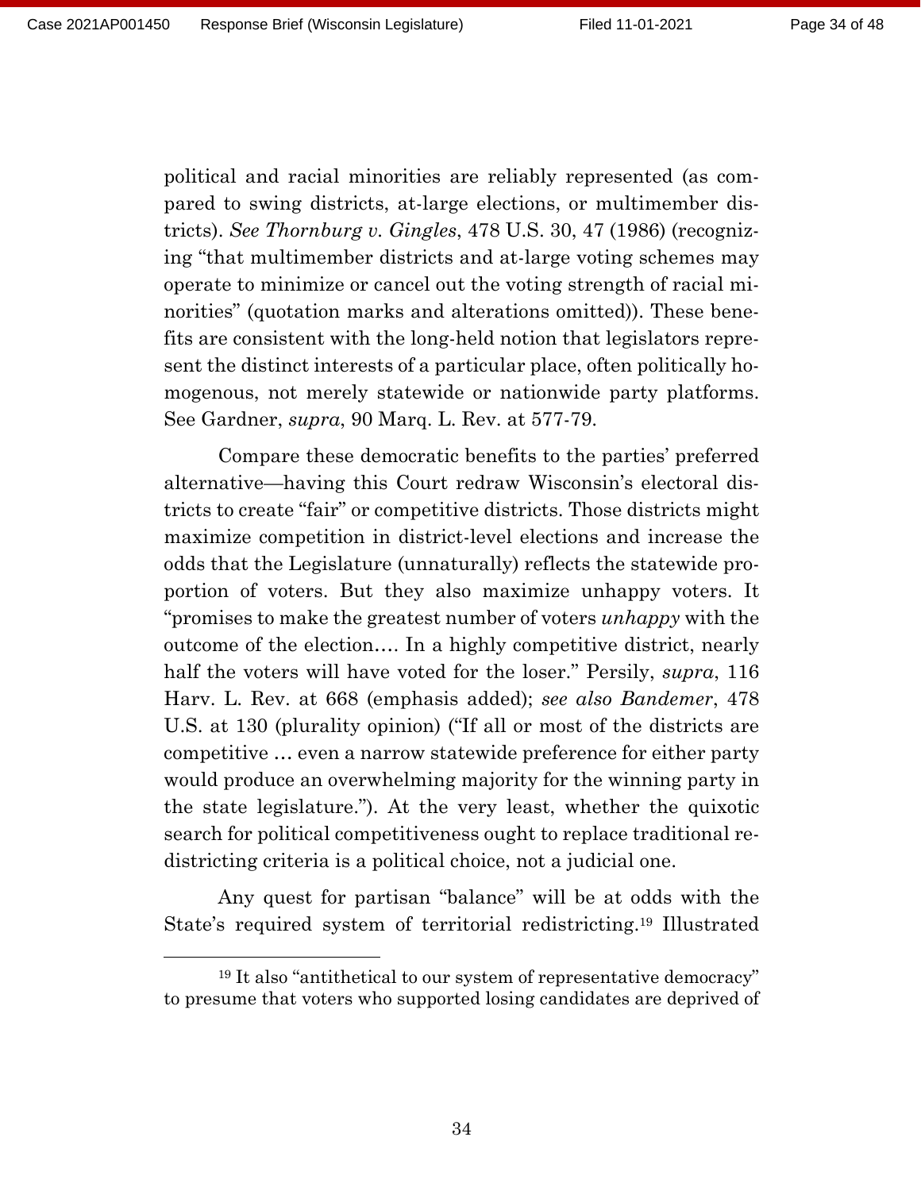political and racial minorities are reliably represented (as compared to swing districts, at-large elections, or multimember districts). *See Thornburg v. Gingles*, 478 U.S. 30, 47 (1986) (recognizing "that multimember districts and at-large voting schemes may operate to minimize or cancel out the voting strength of racial minorities" (quotation marks and alterations omitted)). These benefits are consistent with the long-held notion that legislators represent the distinct interests of a particular place, often politically homogenous, not merely statewide or nationwide party platforms. See Gardner, *supra*, 90 Marq. L. Rev. at 577-79.

Compare these democratic benefits to the parties' preferred alternative—having this Court redraw Wisconsin's electoral districts to create "fair" or competitive districts. Those districts might maximize competition in district-level elections and increase the odds that the Legislature (unnaturally) reflects the statewide proportion of voters. But they also maximize unhappy voters. It "promises to make the greatest number of voters *unhappy* with the outcome of the election…. In a highly competitive district, nearly half the voters will have voted for the loser." Persily, *supra*, 116 Harv. L. Rev. at 668 (emphasis added); *see also Bandemer*, 478 U.S. at 130 (plurality opinion) ("If all or most of the districts are competitive … even a narrow statewide preference for either party would produce an overwhelming majority for the winning party in the state legislature."). At the very least, whether the quixotic search for political competitiveness ought to replace traditional redistricting criteria is a political choice, not a judicial one.

Any quest for partisan "balance" will be at odds with the State's required system of territorial redistricting.[19] Illustrated

---

[19] It also "antithetical to our system of representative democracy" to presume that voters who supported losing candidates are deprived of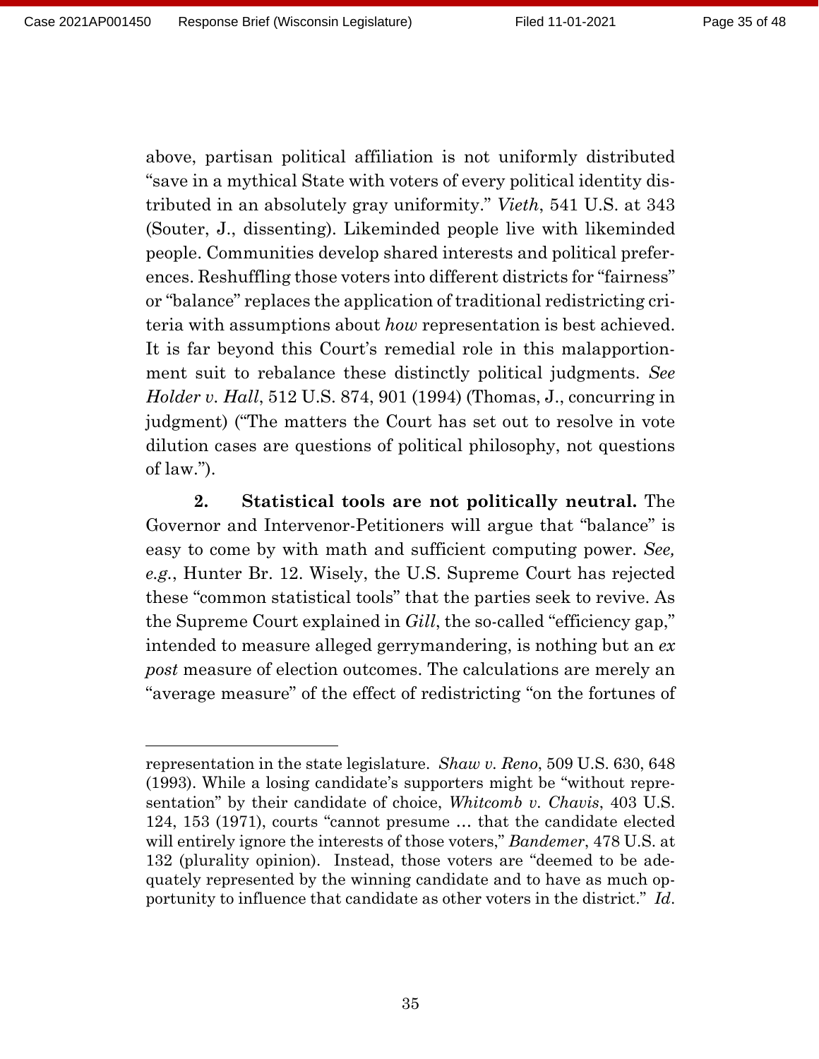above, partisan political affiliation is not uniformly distributed "save in a mythical State with voters of every political identity distributed in an absolutely gray uniformity." *Vieth*, 541 U.S. at 343 (Souter, J., dissenting). Likeminded people live with likeminded people. Communities develop shared interests and political preferences. Reshuffling those voters into different districts for "fairness" or "balance" replaces the application of traditional redistricting criteria with assumptions about *how* representation is best achieved. It is far beyond this Court's remedial role in this malapportionment suit to rebalance these distinctly political judgments. *See Holder v. Hall*, 512 U.S. 874, 901 (1994) (Thomas, J., concurring in judgment) ("The matters the Court has set out to resolve in vote dilution cases are questions of political philosophy, not questions of law.").

**2. Statistical tools are not politically neutral.** The Governor and Intervenor-Petitioners will argue that "balance" is easy to come by with math and sufficient computing power. *See, e.g.*, Hunter Br. 12. Wisely, the U.S. Supreme Court has rejected these "common statistical tools" that the parties seek to revive. As the Supreme Court explained in *Gill*, the so-called "efficiency gap," intended to measure alleged gerrymandering, is nothing but an *ex post* measure of election outcomes. The calculations are merely an "average measure" of the effect of redistricting "on the fortunes of

---

representation in the state legislature. *Shaw v. Reno*, 509 U.S. 630, 648 (1993). While a losing candidate's supporters might be "without representation" by their candidate of choice, *Whitcomb v. Chavis*, 403 U.S. 124, 153 (1971), courts "cannot presume … that the candidate elected will entirely ignore the interests of those voters," *Bandemer*, 478 U.S. at 132 (plurality opinion). Instead, those voters are "deemed to be adequately represented by the winning candidate and to have as much opportunity to influence that candidate as other voters in the district." *Id*.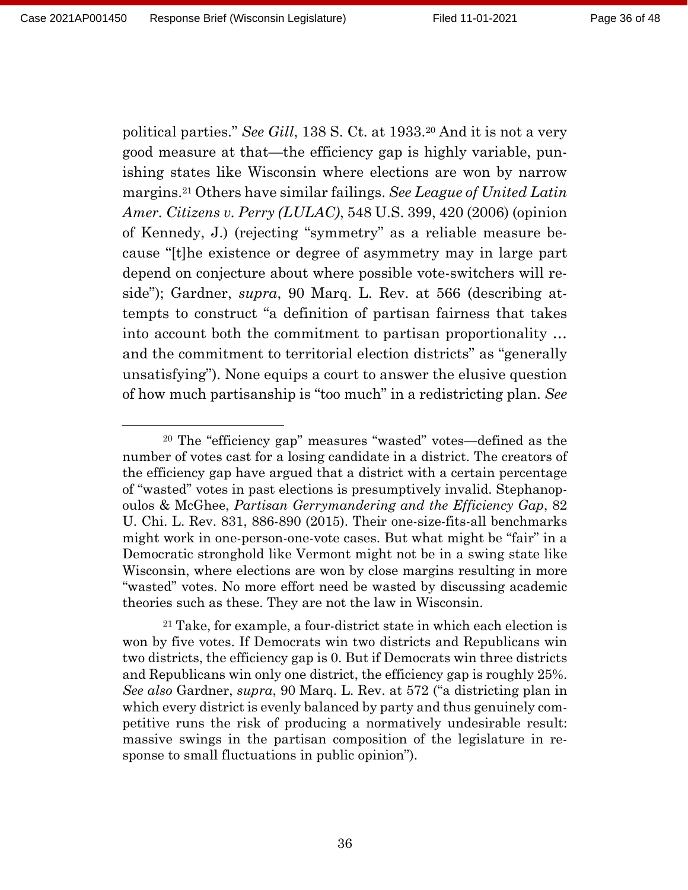political parties." *See Gill*, 138 S. Ct. at 1933.[20] And it is not a very good measure at that—the efficiency gap is highly variable, punishing states like Wisconsin where elections are won by narrow margins.[21] Others have similar failings. *See League of United Latin Amer. Citizens v. Perry (LULAC)*, 548 U.S. 399, 420 (2006) (opinion of Kennedy, J.) (rejecting "symmetry" as a reliable measure because "[t]he existence or degree of asymmetry may in large part depend on conjecture about where possible vote-switchers will reside"); Gardner, *supra*, 90 Marq. L. Rev. at 566 (describing attempts to construct "a definition of partisan fairness that takes into account both the commitment to partisan proportionality … and the commitment to territorial election districts" as "generally unsatisfying"). None equips a court to answer the elusive question of how much partisanship is "too much" in a redistricting plan. *See*

---

[20] The "efficiency gap" measures "wasted" votes—defined as the number of votes cast for a losing candidate in a district. The creators of the efficiency gap have argued that a district with a certain percentage of "wasted" votes in past elections is presumptively invalid. Stephanopoulos & McGhee, *Partisan Gerrymandering and the Efficiency Gap*, 82 U. Chi. L. Rev. 831, 886-890 (2015). Their one-size-fits-all benchmarks might work in one-person-one-vote cases. But what might be "fair" in a Democratic stronghold like Vermont might not be in a swing state like Wisconsin, where elections are won by close margins resulting in more "wasted" votes. No more effort need be wasted by discussing academic theories such as these. They are not the law in Wisconsin.

[21] Take, for example, a four-district state in which each election is won by five votes. If Democrats win two districts and Republicans win two districts, the efficiency gap is 0. But if Democrats win three districts and Republicans win only one district, the efficiency gap is roughly 25%. *See also* Gardner, *supra*, 90 Marq. L. Rev. at 572 ("a districting plan in which every district is evenly balanced by party and thus genuinely competitive runs the risk of producing a normatively undesirable result: massive swings in the partisan composition of the legislature in response to small fluctuations in public opinion").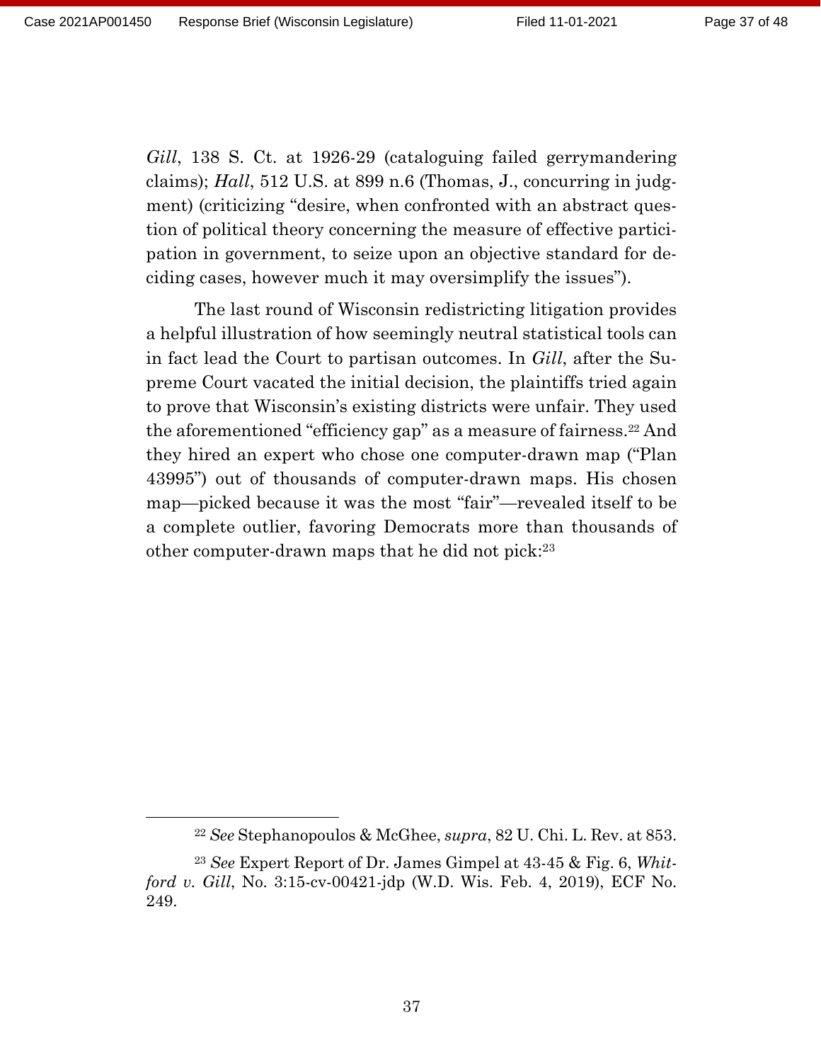*Gill*, 138 S. Ct. at 1926-29 (cataloguing failed gerrymandering claims); *Hall*, 512 U.S. at 899 n.6 (Thomas, J., concurring in judgment) (criticizing "desire, when confronted with an abstract question of political theory concerning the measure of effective participation in government, to seize upon an objective standard for deciding cases, however much it may oversimplify the issues").

The last round of Wisconsin redistricting litigation provides a helpful illustration of how seemingly neutral statistical tools can in fact lead the Court to partisan outcomes. In *Gill*, after the Supreme Court vacated the initial decision, the plaintiffs tried again to prove that Wisconsin's existing districts were unfair. They used the aforementioned "efficiency gap" as a measure of fairness.[22] And they hired an expert who chose one computer-drawn map ("Plan 43995") out of thousands of computer-drawn maps. His chosen map—picked because it was the most "fair"—revealed itself to be a complete outlier, favoring Democrats more than thousands of other computer-drawn maps that he did not pick:[23]

---

[22] *See* Stephanopoulos & McGhee, *supra*, 82 U. Chi. L. Rev. at 853.

[23] *See* Expert Report of Dr. James Gimpel at 43-45 & Fig. 6, *Whitford v. Gill*, No. 3:15-cv-00421-jdp (W.D. Wis. Feb. 4, 2019), ECF No. 249.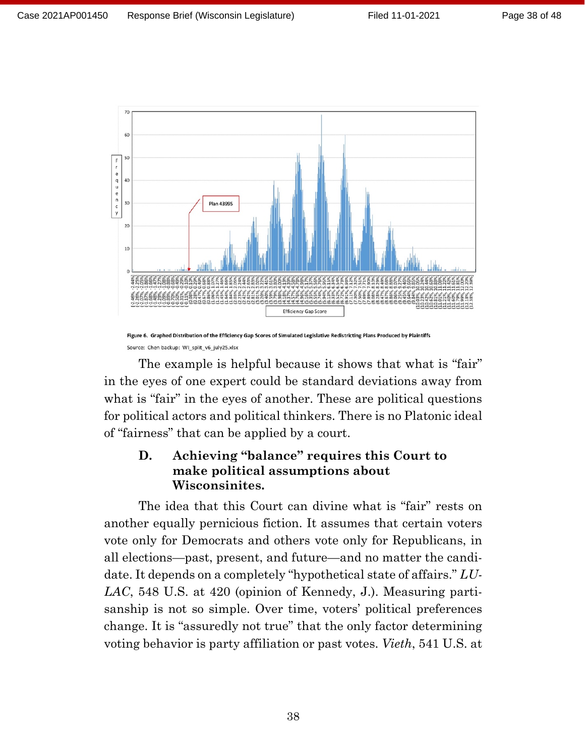Figure 6. Graphed Distribution of the Efficiency Gap Scores of Simulated Legislative Redistricting Plans Produced by Plaintiffs

Source: Chen backup: WI_split_v6_july25.xlsx

The example is helpful because it shows that what is "fair" in the eyes of one expert could be standard deviations away from what is "fair" in the eyes of another. These are political questions for political actors and political thinkers. There is no Platonic ideal of "fairness" that can be applied by a court.

### D. Achieving "balance" requires this Court to make political assumptions about Wisconsinites.

The idea that this Court can divine what is "fair" rests on another equally pernicious fiction. It assumes that certain voters vote only for Democrats and others vote only for Republicans, in all elections—past, present, and future—and no matter the candidate. It depends on a completely "hypothetical state of affairs." *LULAC*, 548 U.S. at 420 (opinion of Kennedy, J.). Measuring partisanship is not so simple. Over time, voters' political preferences change. It is "assuredly not true" that the only factor determining voting behavior is party affiliation or past votes. *Vieth*, 541 U.S. at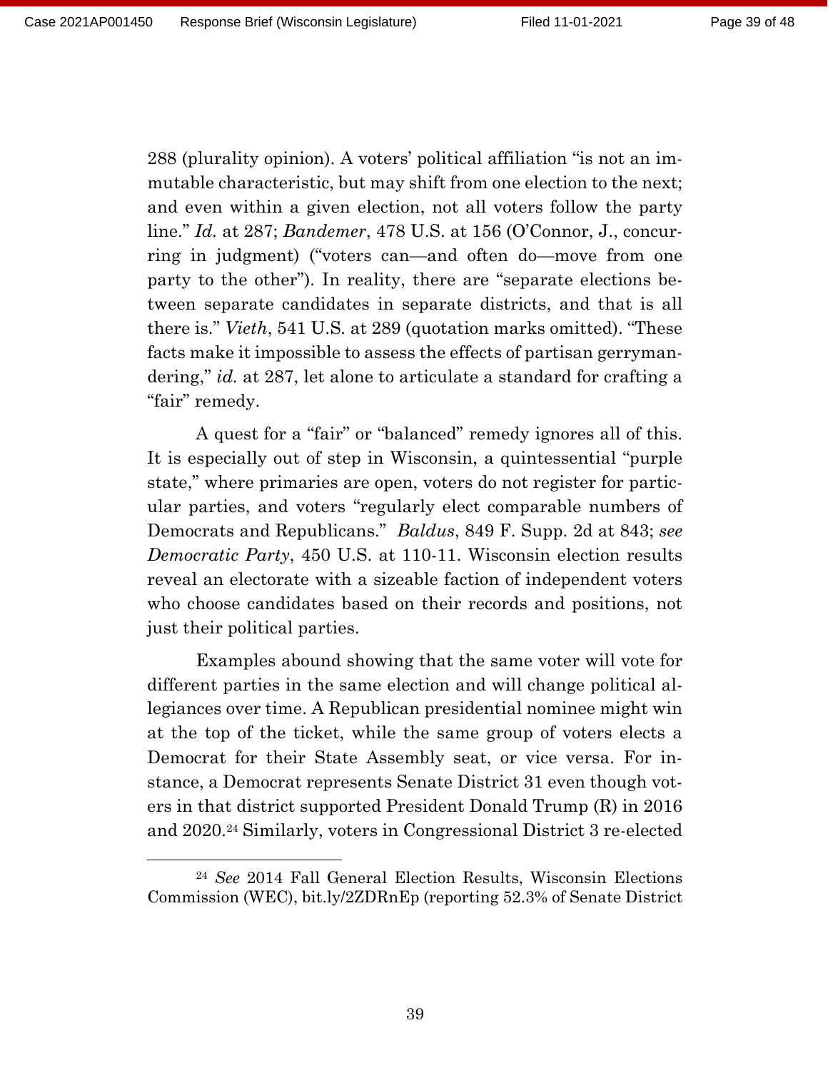288 (plurality opinion). A voters' political affiliation "is not an immutable characteristic, but may shift from one election to the next; and even within a given election, not all voters follow the party line." *Id.* at 287; *Bandemer*, 478 U.S. at 156 (O'Connor, J., concurring in judgment) ("voters can—and often do—move from one party to the other"). In reality, there are "separate elections between separate candidates in separate districts, and that is all there is." *Vieth*, 541 U.S. at 289 (quotation marks omitted). "These facts make it impossible to assess the effects of partisan gerrymandering," *id.* at 287, let alone to articulate a standard for crafting a "fair" remedy.

A quest for a "fair" or "balanced" remedy ignores all of this. It is especially out of step in Wisconsin, a quintessential "purple state," where primaries are open, voters do not register for particular parties, and voters "regularly elect comparable numbers of Democrats and Republicans." *Baldus*, 849 F. Supp. 2d at 843; *see Democratic Party*, 450 U.S. at 110-11. Wisconsin election results reveal an electorate with a sizeable faction of independent voters who choose candidates based on their records and positions, not just their political parties.

Examples abound showing that the same voter will vote for different parties in the same election and will change political allegiances over time. A Republican presidential nominee might win at the top of the ticket, while the same group of voters elects a Democrat for their State Assembly seat, or vice versa. For instance, a Democrat represents Senate District 31 even though voters in that district supported President Donald Trump (R) in 2016 and 2020.[24] Similarly, voters in Congressional District 3 re-elected

---

[24] *See* 2014 Fall General Election Results, Wisconsin Elections Commission (WEC), bit.ly/2ZDRnEp (reporting 52.3% of Senate District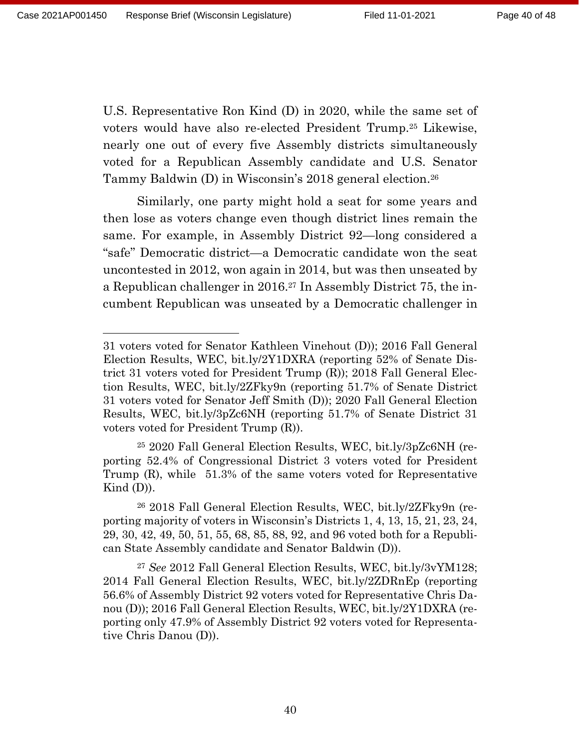U.S. Representative Ron Kind (D) in 2020, while the same set of voters would have also re-elected President Trump.[25] Likewise, nearly one out of every five Assembly districts simultaneously voted for a Republican Assembly candidate and U.S. Senator Tammy Baldwin (D) in Wisconsin's 2018 general election.[26]

Similarly, one party might hold a seat for some years and then lose as voters change even though district lines remain the same. For example, in Assembly District 92—long considered a "safe" Democratic district—a Democratic candidate won the seat uncontested in 2012, won again in 2014, but was then unseated by a Republican challenger in 2016.[27] In Assembly District 75, the incumbent Republican was unseated by a Democratic challenger in

---

31 voters voted for Senator Kathleen Vinehout (D)); 2016 Fall General Election Results, WEC, bit.ly/2Y1DXRA (reporting 52% of Senate District 31 voters voted for President Trump (R)); 2018 Fall General Election Results, WEC, bit.ly/2ZFky9n (reporting 51.7% of Senate District 31 voters voted for Senator Jeff Smith (D)); 2020 Fall General Election Results, WEC, bit.ly/3pZc6NH (reporting 51.7% of Senate District 31 voters voted for President Trump (R)).

[25] 2020 Fall General Election Results, WEC, bit.ly/3pZc6NH (reporting 52.4% of Congressional District 3 voters voted for President Trump (R), while 51.3% of the same voters voted for Representative Kind (D)).

[26] 2018 Fall General Election Results, WEC, bit.ly/2ZFky9n (reporting majority of voters in Wisconsin's Districts 1, 4, 13, 15, 21, 23, 24, 29, 30, 42, 49, 50, 51, 55, 68, 85, 88, 92, and 96 voted both for a Republican State Assembly candidate and Senator Baldwin (D)).

[27] *See* 2012 Fall General Election Results, WEC, bit.ly/3vYM128; 2014 Fall General Election Results, WEC, bit.ly/2ZDRnEp (reporting 56.6% of Assembly District 92 voters voted for Representative Chris Danou (D)); 2016 Fall General Election Results, WEC, bit.ly/2Y1DXRA (reporting only 47.9% of Assembly District 92 voters voted for Representative Chris Danou (D)).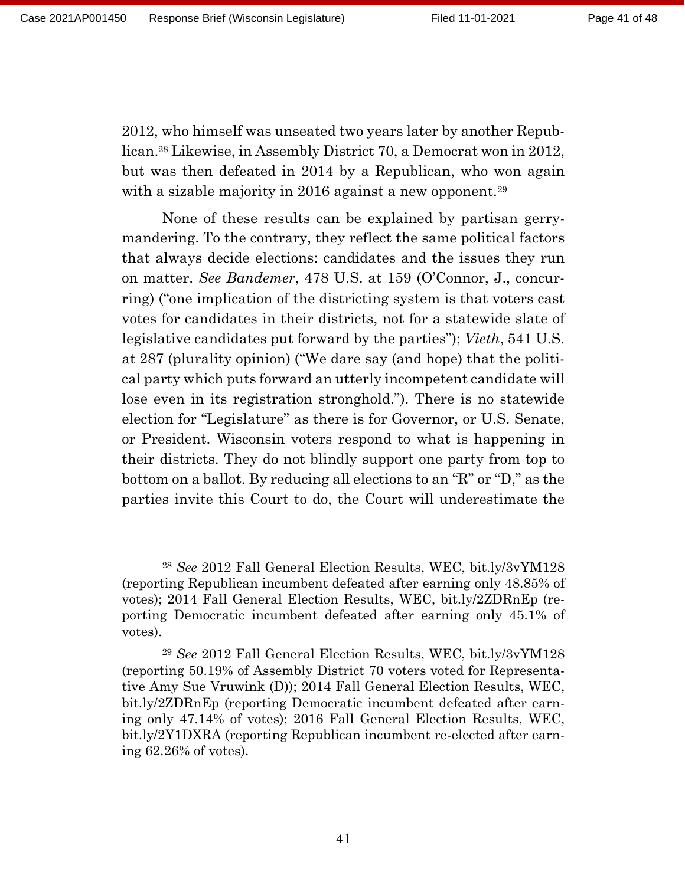2012, who himself was unseated two years later by another Republican.[28] Likewise, in Assembly District 70, a Democrat won in 2012, but was then defeated in 2014 by a Republican, who won again with a sizable majority in 2016 against a new opponent.[29]

None of these results can be explained by partisan gerrymandering. To the contrary, they reflect the same political factors that always decide elections: candidates and the issues they run on matter. *See Bandemer*, 478 U.S. at 159 (O'Connor, J., concurring) ("one implication of the districting system is that voters cast votes for candidates in their districts, not for a statewide slate of legislative candidates put forward by the parties"); *Vieth*, 541 U.S. at 287 (plurality opinion) ("We dare say (and hope) that the political party which puts forward an utterly incompetent candidate will lose even in its registration stronghold."). There is no statewide election for "Legislature" as there is for Governor, or U.S. Senate, or President. Wisconsin voters respond to what is happening in their districts. They do not blindly support one party from top to bottom on a ballot. By reducing all elections to an "R" or "D," as the parties invite this Court to do, the Court will underestimate the

---

[28] *See* 2012 Fall General Election Results, WEC, bit.ly/3vYM128 (reporting Republican incumbent defeated after earning only 48.85% of votes); 2014 Fall General Election Results, WEC, bit.ly/2ZDRnEp (reporting Democratic incumbent defeated after earning only 45.1% of votes).

[29] *See* 2012 Fall General Election Results, WEC, bit.ly/3vYM128 (reporting 50.19% of Assembly District 70 voters voted for Representative Amy Sue Vruwink (D)); 2014 Fall General Election Results, WEC, bit.ly/2ZDRnEp (reporting Democratic incumbent defeated after earning only 47.14% of votes); 2016 Fall General Election Results, WEC, bit.ly/2Y1DXRA (reporting Republican incumbent re-elected after earning 62.26% of votes).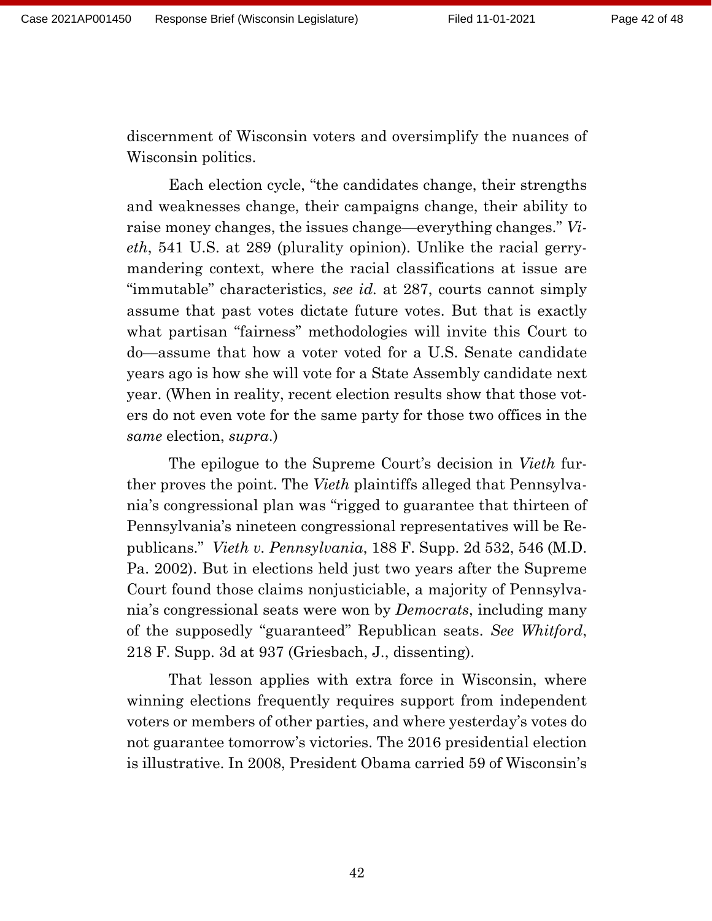discernment of Wisconsin voters and oversimplify the nuances of Wisconsin politics.

Each election cycle, "the candidates change, their strengths and weaknesses change, their campaigns change, their ability to raise money changes, the issues change—everything changes." *Vieth*, 541 U.S. at 289 (plurality opinion). Unlike the racial gerrymandering context, where the racial classifications at issue are "immutable" characteristics, *see id.* at 287, courts cannot simply assume that past votes dictate future votes. But that is exactly what partisan "fairness" methodologies will invite this Court to do—assume that how a voter voted for a U.S. Senate candidate years ago is how she will vote for a State Assembly candidate next year. (When in reality, recent election results show that those voters do not even vote for the same party for those two offices in the *same* election, *supra*.)

The epilogue to the Supreme Court's decision in *Vieth* further proves the point. The *Vieth* plaintiffs alleged that Pennsylvania's congressional plan was "rigged to guarantee that thirteen of Pennsylvania's nineteen congressional representatives will be Republicans." *Vieth v. Pennsylvania*, 188 F. Supp. 2d 532, 546 (M.D. Pa. 2002). But in elections held just two years after the Supreme Court found those claims nonjusticiable, a majority of Pennsylvania's congressional seats were won by *Democrats*, including many of the supposedly "guaranteed" Republican seats. *See Whitford*, 218 F. Supp. 3d at 937 (Griesbach, J., dissenting).

That lesson applies with extra force in Wisconsin, where winning elections frequently requires support from independent voters or members of other parties, and where yesterday's votes do not guarantee tomorrow's victories. The 2016 presidential election is illustrative. In 2008, President Obama carried 59 of Wisconsin's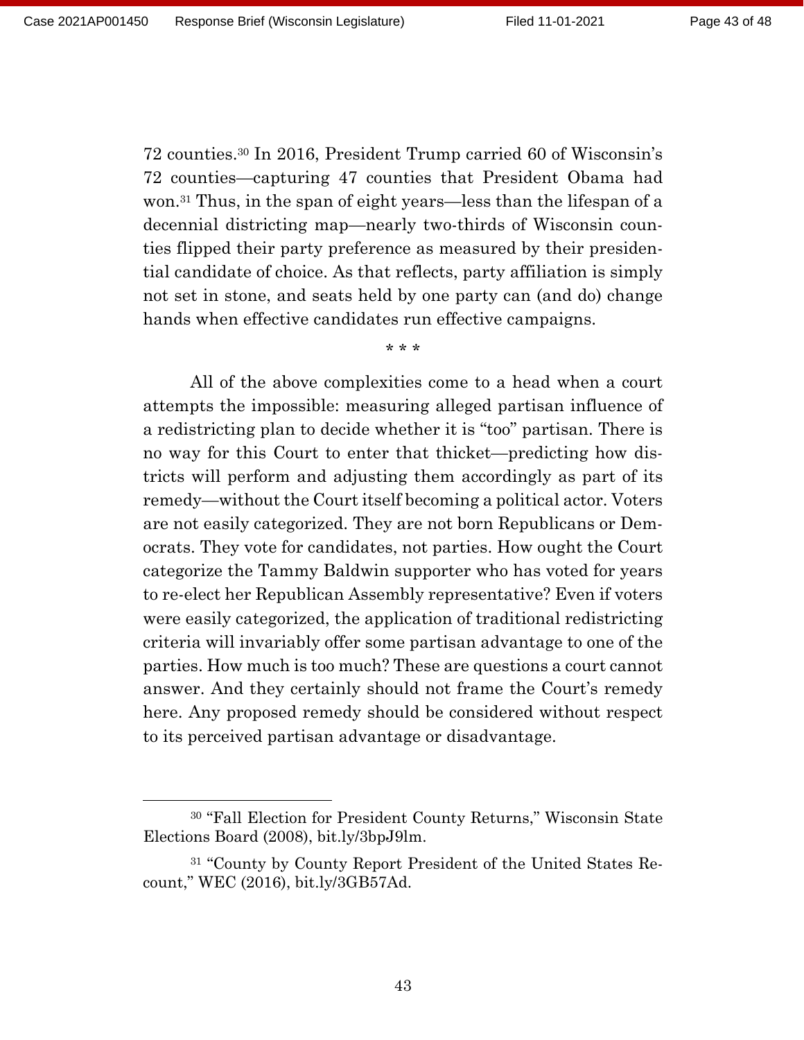72 counties.[30] In 2016, President Trump carried 60 of Wisconsin's 72 counties—capturing 47 counties that President Obama had won.[31] Thus, in the span of eight years—less than the lifespan of a decennial districting map—nearly two-thirds of Wisconsin counties flipped their party preference as measured by their presidential candidate of choice. As that reflects, party affiliation is simply not set in stone, and seats held by one party can (and do) change hands when effective candidates run effective campaigns.

\* \* \*

All of the above complexities come to a head when a court attempts the impossible: measuring alleged partisan influence of a redistricting plan to decide whether it is "too" partisan. There is no way for this Court to enter that thicket—predicting how districts will perform and adjusting them accordingly as part of its remedy—without the Court itself becoming a political actor. Voters are not easily categorized. They are not born Republicans or Democrats. They vote for candidates, not parties. How ought the Court categorize the Tammy Baldwin supporter who has voted for years to re-elect her Republican Assembly representative? Even if voters were easily categorized, the application of traditional redistricting criteria will invariably offer some partisan advantage to one of the parties. How much is too much? These are questions a court cannot answer. And they certainly should not frame the Court's remedy here. Any proposed remedy should be considered without respect to its perceived partisan advantage or disadvantage.

---

[30] "Fall Election for President County Returns," Wisconsin State Elections Board (2008), bit.ly/3bpJ9lm.

[31] "County by County Report President of the United States Recount," WEC (2016), bit.ly/3GB57Ad.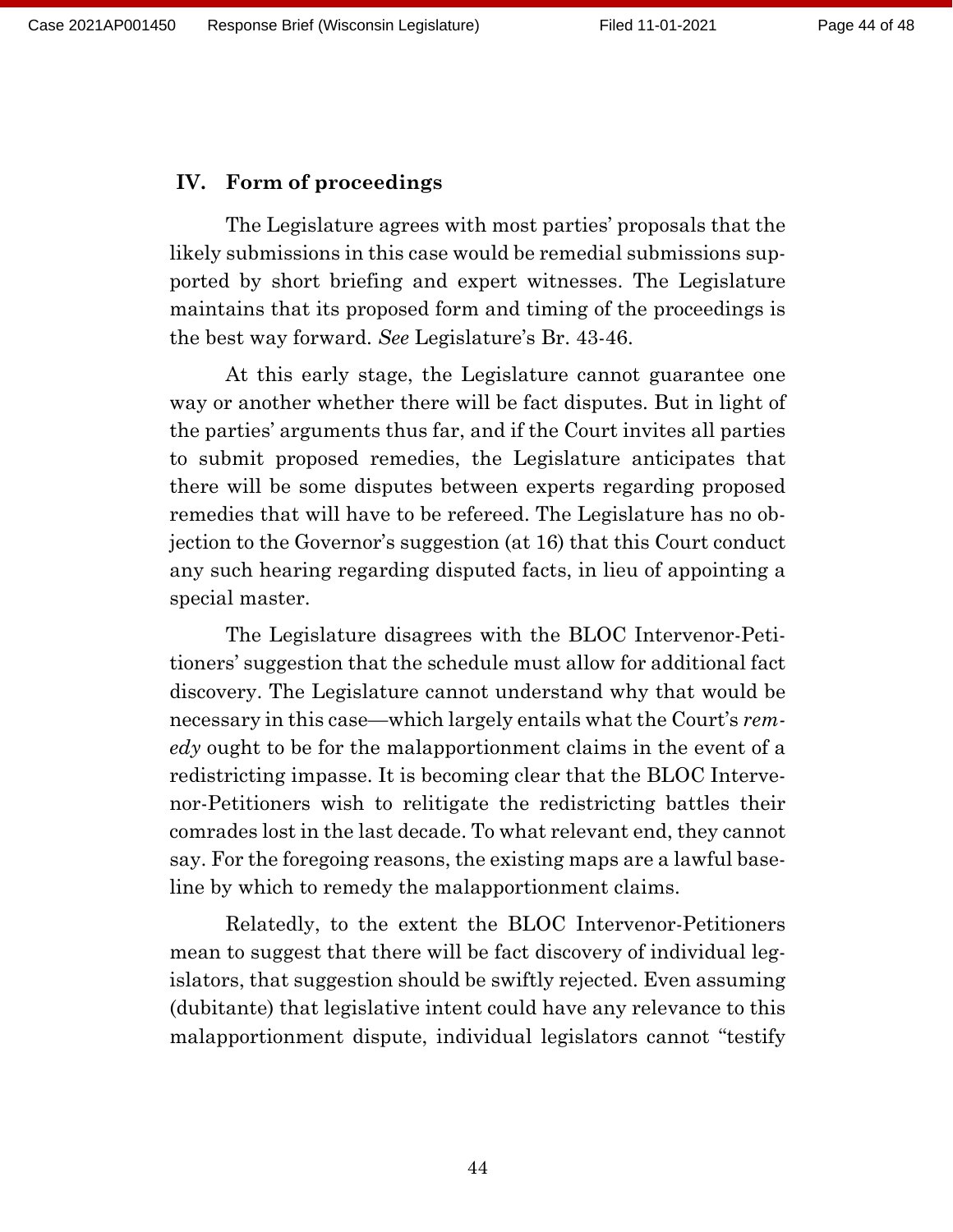## IV. Form of proceedings

The Legislature agrees with most parties' proposals that the likely submissions in this case would be remedial submissions supported by short briefing and expert witnesses. The Legislature maintains that its proposed form and timing of the proceedings is the best way forward. *See* Legislature's Br. 43-46.

At this early stage, the Legislature cannot guarantee one way or another whether there will be fact disputes. But in light of the parties' arguments thus far, and if the Court invites all parties to submit proposed remedies, the Legislature anticipates that there will be some disputes between experts regarding proposed remedies that will have to be refereed. The Legislature has no objection to the Governor's suggestion (at 16) that this Court conduct any such hearing regarding disputed facts, in lieu of appointing a special master.

The Legislature disagrees with the BLOC Intervenor-Petitioners' suggestion that the schedule must allow for additional fact discovery. The Legislature cannot understand why that would be necessary in this case—which largely entails what the Court's *remedy* ought to be for the malapportionment claims in the event of a redistricting impasse. It is becoming clear that the BLOC Intervenor-Petitioners wish to relitigate the redistricting battles their comrades lost in the last decade. To what relevant end, they cannot say. For the foregoing reasons, the existing maps are a lawful baseline by which to remedy the malapportionment claims.

Relatedly, to the extent the BLOC Intervenor-Petitioners mean to suggest that there will be fact discovery of individual legislators, that suggestion should be swiftly rejected. Even assuming (dubitante) that legislative intent could have any relevance to this malapportionment dispute, individual legislators cannot "testify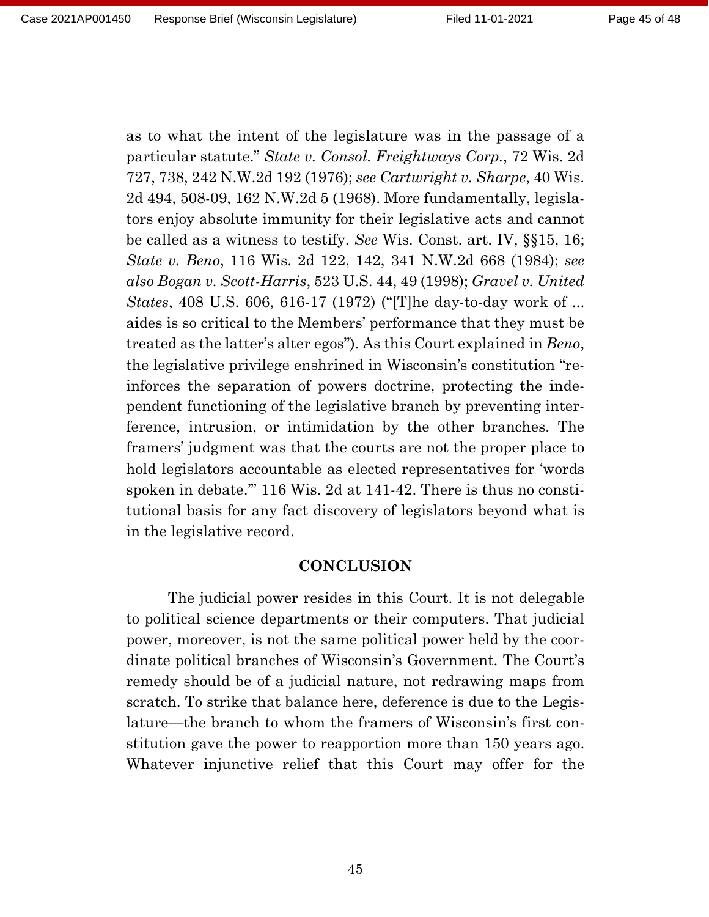as to what the intent of the legislature was in the passage of a particular statute." *State v. Consol. Freightways Corp.*, 72 Wis. 2d 727, 738, 242 N.W.2d 192 (1976); *see Cartwright v. Sharpe*, 40 Wis. 2d 494, 508-09, 162 N.W.2d 5 (1968). More fundamentally, legislators enjoy absolute immunity for their legislative acts and cannot be called as a witness to testify. *See* Wis. Const. art. IV, §§15, 16; *State v. Beno*, 116 Wis. 2d 122, 142, 341 N.W.2d 668 (1984); *see also Bogan v. Scott-Harris*, 523 U.S. 44, 49 (1998); *Gravel v. United States*, 408 U.S. 606, 616-17 (1972) ("[T]he day-to-day work of ... aides is so critical to the Members' performance that they must be treated as the latter's alter egos"). As this Court explained in *Beno*, the legislative privilege enshrined in Wisconsin's constitution "reinforces the separation of powers doctrine, protecting the independent functioning of the legislative branch by preventing interference, intrusion, or intimidation by the other branches. The framers' judgment was that the courts are not the proper place to hold legislators accountable as elected representatives for 'words spoken in debate.'" 116 Wis. 2d at 141-42. There is thus no constitutional basis for any fact discovery of legislators beyond what is in the legislative record.

## CONCLUSION

The judicial power resides in this Court. It is not delegable to political science departments or their computers. That judicial power, moreover, is not the same political power held by the coordinate political branches of Wisconsin's Government. The Court's remedy should be of a judicial nature, not redrawing maps from scratch. To strike that balance here, deference is due to the Legislature—the branch to whom the framers of Wisconsin's first constitution gave the power to reapportion more than 150 years ago. Whatever injunctive relief that this Court may offer for the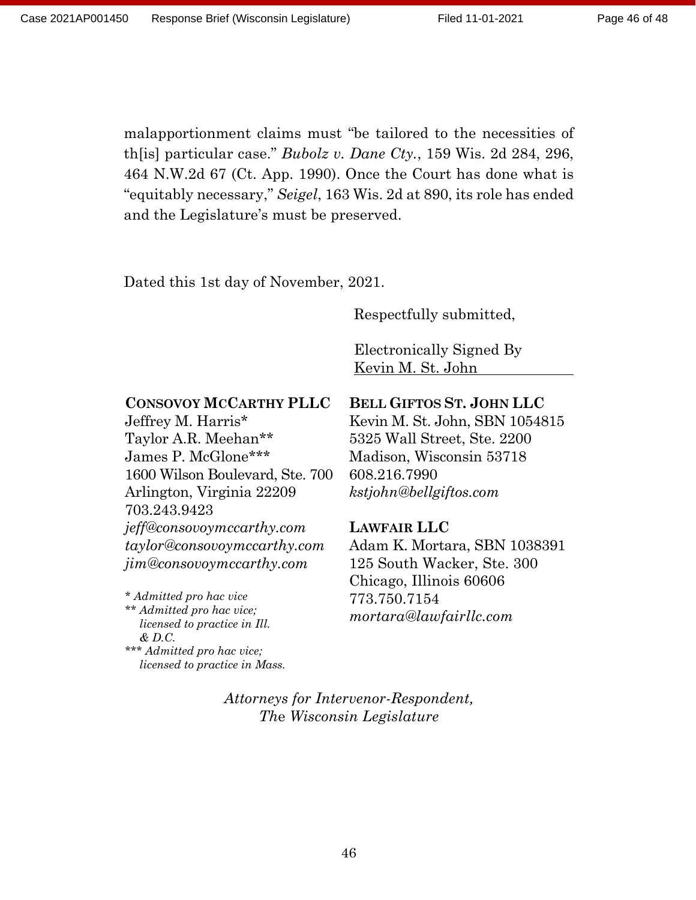malapportionment claims must "be tailored to the necessities of th[is] particular case." *Bubolz v. Dane Cty.*, 159 Wis. 2d 284, 296, 464 N.W.2d 67 (Ct. App. 1990). Once the Court has done what is "equitably necessary," *Seigel*, 163 Wis. 2d at 890, its role has ended and the Legislature's must be preserved.

Dated this 1st day of November, 2021.

Respectfully submitted,

Electronically Signed By
Kevin M. St. John

**CONSOVOY MCCARTHY PLLC**
Jeffrey M. Harris*
Taylor A.R. Meehan**
James P. McGlone***
1600 Wilson Boulevard, Ste. 700
Arlington, Virginia 22209
703.243.9423
*jeff@consovoymccarthy.com*
*taylor@consovoymccarthy.com*
*jim@consovoymccarthy.com*

*\* Admitted pro hac vice*
*\*\* Admitted pro hac vice; licensed to practice in Ill. & D.C.*
*\*\*\* Admitted pro hac vice; licensed to practice in Mass.*

**BELL GIFTOS ST. JOHN LLC**
Kevin M. St. John, SBN 1054815
5325 Wall Street, Ste. 2200
Madison, Wisconsin 53718
608.216.7990
*kstjohn@bellgiftos.com*

**LAWFAIR LLC**
Adam K. Mortara, SBN 1038391
125 South Wacker, Ste. 300
Chicago, Illinois 60606
773.750.7154
*mortara@lawfairllc.com*

*Attorneys for Intervenor-Respondent, The Wisconsin Legislature*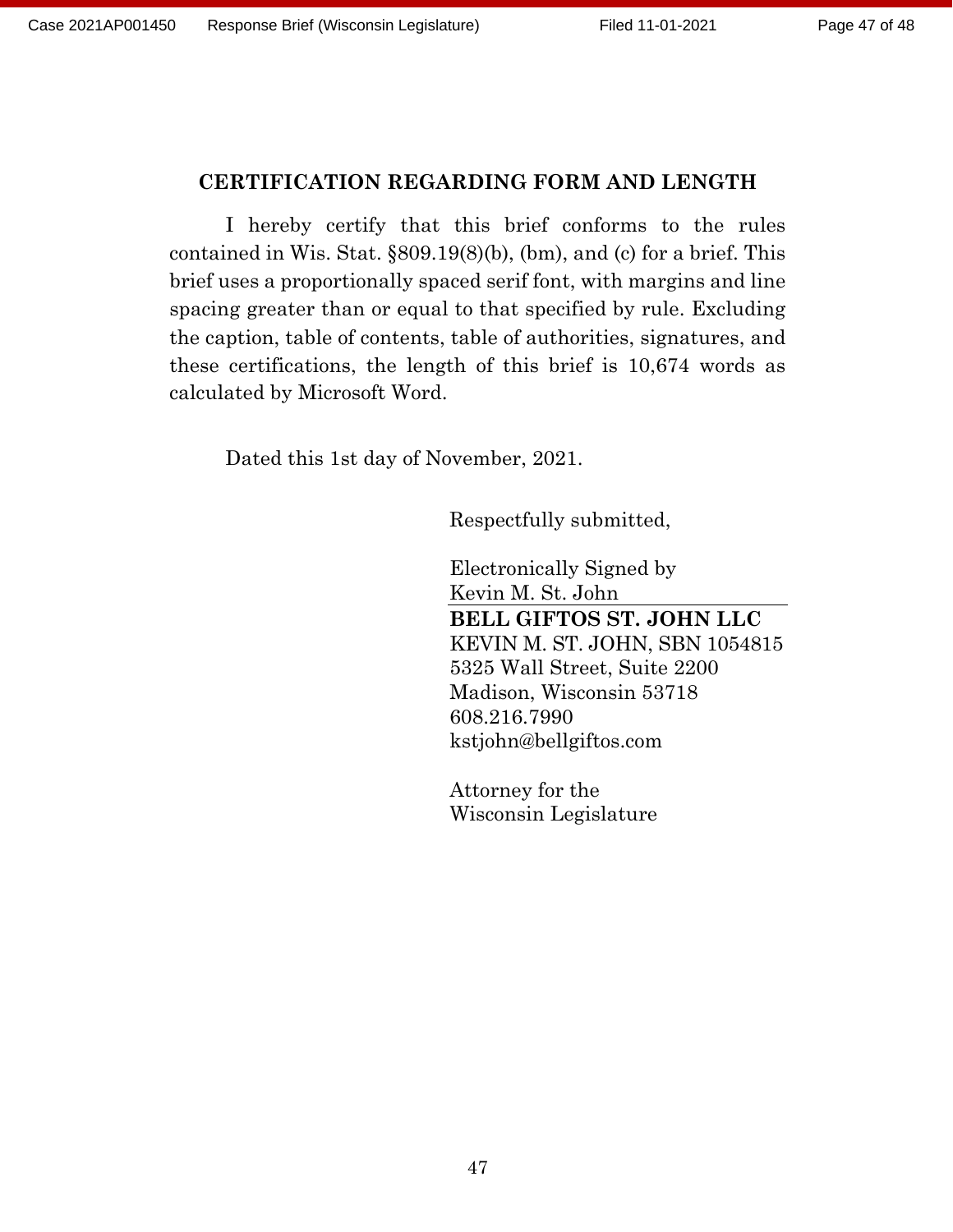## CERTIFICATION REGARDING FORM AND LENGTH

I hereby certify that this brief conforms to the rules contained in Wis. Stat. §809.19(8)(b), (bm), and (c) for a brief. This brief uses a proportionally spaced serif font, with margins and line spacing greater than or equal to that specified by rule. Excluding the caption, table of contents, table of authorities, signatures, and these certifications, the length of this brief is 10,674 words as calculated by Microsoft Word.

Dated this 1st day of November, 2021.

Respectfully submitted,

Electronically Signed by
Kevin M. St. John

**BELL GIFTOS ST. JOHN LLC**
KEVIN M. ST. JOHN, SBN 1054815
5325 Wall Street, Suite 2200
Madison, Wisconsin 53718
608.216.7990
kstjohn@bellgiftos.com

Attorney for the
Wisconsin Legislature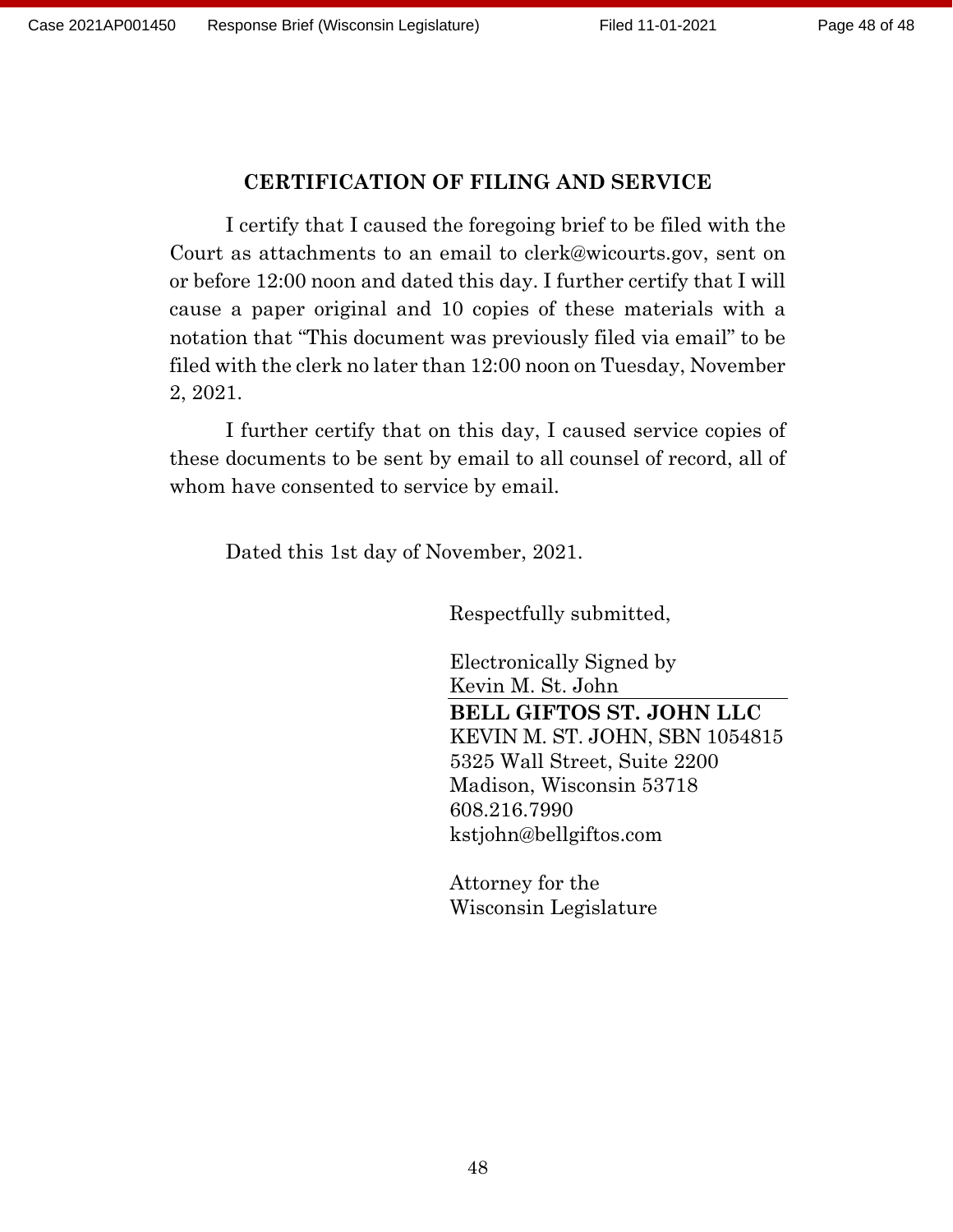## CERTIFICATION OF FILING AND SERVICE

I certify that I caused the foregoing brief to be filed with the Court as attachments to an email to clerk@wicourts.gov, sent on or before 12:00 noon and dated this day. I further certify that I will cause a paper original and 10 copies of these materials with a notation that "This document was previously filed via email" to be filed with the clerk no later than 12:00 noon on Tuesday, November 2, 2021.

I further certify that on this day, I caused service copies of these documents to be sent by email to all counsel of record, all of whom have consented to service by email.

Dated this 1st day of November, 2021.

Respectfully submitted,

Electronically Signed by
Kevin M. St. John

**BELL GIFTOS ST. JOHN LLC**
KEVIN M. ST. JOHN, SBN 1054815
5325 Wall Street, Suite 2200
Madison, Wisconsin 53718
608.216.7990
kstjohn@bellgiftos.com

Attorney for the
Wisconsin Legislature